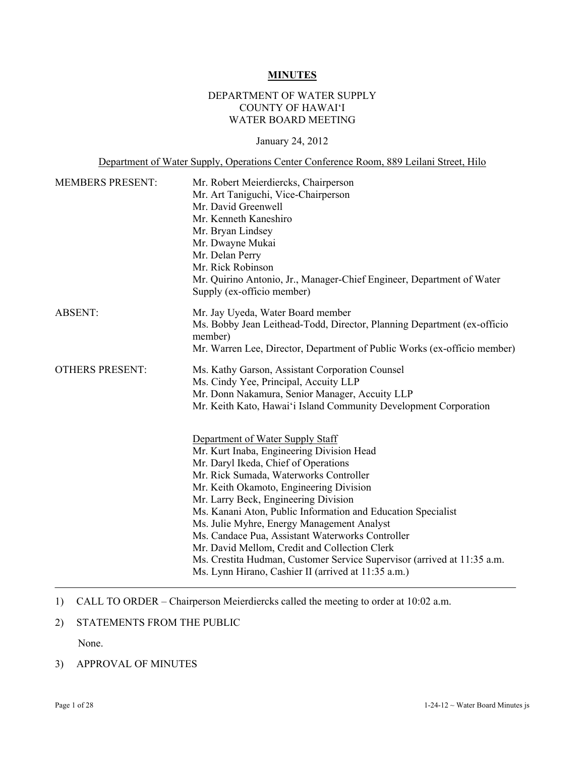# MINUTES

DEPARTMENT OF WATER SUPPLY
COUNTY OF HAWAIʻI
WATER BOARD MEETING

January 24, 2012

Department of Water Supply, Operations Center Conference Room, 889 Leilani Street, Hilo

| | |
|---|---|
| MEMBERS PRESENT: | Mr. Robert Meierdiercks, Chairperson<br>Mr. Art Taniguchi, Vice-Chairperson<br>Mr. David Greenwell<br>Mr. Kenneth Kaneshiro<br>Mr. Bryan Lindsey<br>Mr. Dwayne Mukai<br>Mr. Delan Perry<br>Mr. Rick Robinson<br>Mr. Quirino Antonio, Jr., Manager-Chief Engineer, Department of Water Supply (ex-officio member) |
| ABSENT: | Mr. Jay Uyeda, Water Board member<br>Ms. Bobby Jean Leithead-Todd, Director, Planning Department (ex-officio member)<br>Mr. Warren Lee, Director, Department of Public Works (ex-officio member) |
| OTHERS PRESENT: | Ms. Kathy Garson, Assistant Corporation Counsel<br>Ms. Cindy Yee, Principal, Accuity LLP<br>Mr. Donn Nakamura, Senior Manager, Accuity LLP<br>Mr. Keith Kato, Hawaiʻi Island Community Development Corporation<br><br>Department of Water Supply Staff<br>Mr. Kurt Inaba, Engineering Division Head<br>Mr. Daryl Ikeda, Chief of Operations<br>Mr. Rick Sumada, Waterworks Controller<br>Mr. Keith Okamoto, Engineering Division<br>Mr. Larry Beck, Engineering Division<br>Ms. Kanani Aton, Public Information and Education Specialist<br>Ms. Julie Myhre, Energy Management Analyst<br>Ms. Candace Pua, Assistant Waterworks Controller<br>Mr. David Mellom, Credit and Collection Clerk<br>Ms. Crestita Hudman, Customer Service Supervisor (arrived at 11:35 a.m.<br>Ms. Lynn Hirano, Cashier II (arrived at 11:35 a.m.) |

---

1) CALL TO ORDER – Chairperson Meierdiercks called the meeting to order at 10:02 a.m.

2) STATEMENTS FROM THE PUBLIC

   None.

3) APPROVAL OF MINUTES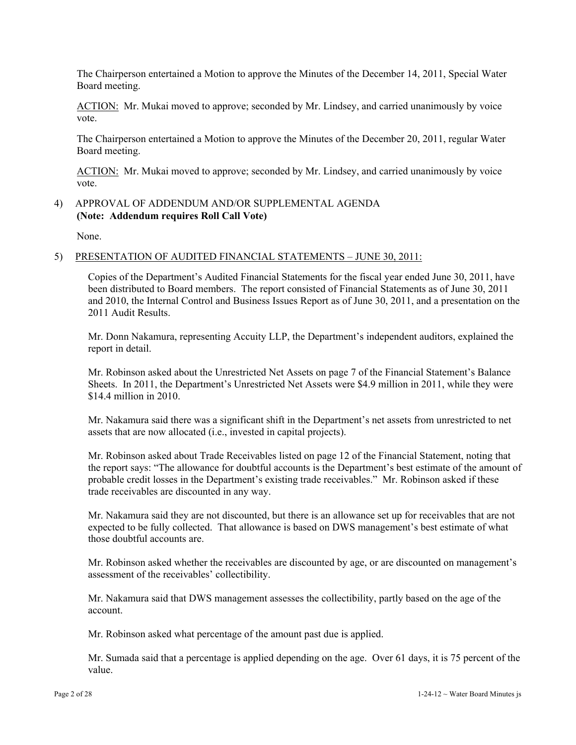The Chairperson entertained a Motion to approve the Minutes of the December 14, 2011, Special Water Board meeting.

ACTION: Mr. Mukai moved to approve; seconded by Mr. Lindsey, and carried unanimously by voice vote.

The Chairperson entertained a Motion to approve the Minutes of the December 20, 2011, regular Water Board meeting.

ACTION: Mr. Mukai moved to approve; seconded by Mr. Lindsey, and carried unanimously by voice vote.

4) APPROVAL OF ADDENDUM AND/OR SUPPLEMENTAL AGENDA **(Note: Addendum requires Roll Call Vote)**

None.

5) PRESENTATION OF AUDITED FINANCIAL STATEMENTS – JUNE 30, 2011:

Copies of the Department's Audited Financial Statements for the fiscal year ended June 30, 2011, have been distributed to Board members. The report consisted of Financial Statements as of June 30, 2011 and 2010, the Internal Control and Business Issues Report as of June 30, 2011, and a presentation on the 2011 Audit Results.

Mr. Donn Nakamura, representing Accuity LLP, the Department's independent auditors, explained the report in detail.

Mr. Robinson asked about the Unrestricted Net Assets on page 7 of the Financial Statement's Balance Sheets. In 2011, the Department's Unrestricted Net Assets were $4.9 million in 2011, while they were $14.4 million in 2010.

Mr. Nakamura said there was a significant shift in the Department's net assets from unrestricted to net assets that are now allocated (i.e., invested in capital projects).

Mr. Robinson asked about Trade Receivables listed on page 12 of the Financial Statement, noting that the report says: "The allowance for doubtful accounts is the Department's best estimate of the amount of probable credit losses in the Department's existing trade receivables." Mr. Robinson asked if these trade receivables are discounted in any way.

Mr. Nakamura said they are not discounted, but there is an allowance set up for receivables that are not expected to be fully collected. That allowance is based on DWS management's best estimate of what those doubtful accounts are.

Mr. Robinson asked whether the receivables are discounted by age, or are discounted on management's assessment of the receivables' collectibility.

Mr. Nakamura said that DWS management assesses the collectibility, partly based on the age of the account.

Mr. Robinson asked what percentage of the amount past due is applied.

Mr. Sumada said that a percentage is applied depending on the age. Over 61 days, it is 75 percent of the value.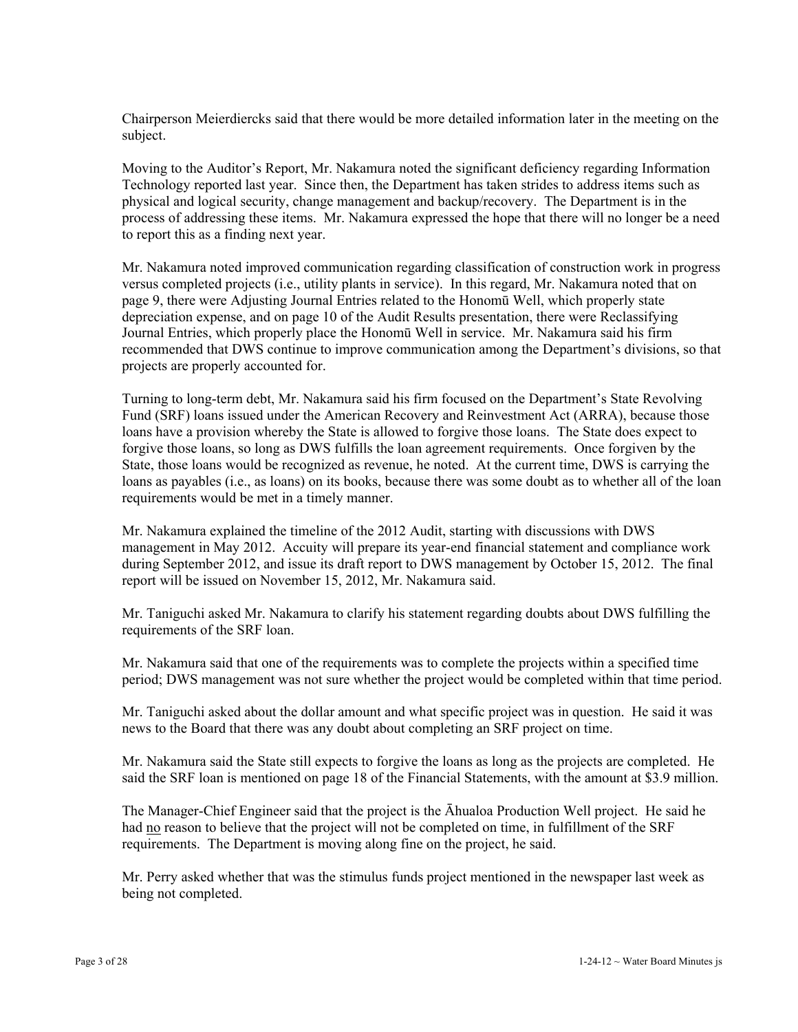Chairperson Meierdiercks said that there would be more detailed information later in the meeting on the subject.

Moving to the Auditor's Report, Mr. Nakamura noted the significant deficiency regarding Information Technology reported last year. Since then, the Department has taken strides to address items such as physical and logical security, change management and backup/recovery. The Department is in the process of addressing these items. Mr. Nakamura expressed the hope that there will no longer be a need to report this as a finding next year.

Mr. Nakamura noted improved communication regarding classification of construction work in progress versus completed projects (i.e., utility plants in service). In this regard, Mr. Nakamura noted that on page 9, there were Adjusting Journal Entries related to the Honomū Well, which properly state depreciation expense, and on page 10 of the Audit Results presentation, there were Reclassifying Journal Entries, which properly place the Honomū Well in service. Mr. Nakamura said his firm recommended that DWS continue to improve communication among the Department's divisions, so that projects are properly accounted for.

Turning to long-term debt, Mr. Nakamura said his firm focused on the Department's State Revolving Fund (SRF) loans issued under the American Recovery and Reinvestment Act (ARRA), because those loans have a provision whereby the State is allowed to forgive those loans. The State does expect to forgive those loans, so long as DWS fulfills the loan agreement requirements. Once forgiven by the State, those loans would be recognized as revenue, he noted. At the current time, DWS is carrying the loans as payables (i.e., as loans) on its books, because there was some doubt as to whether all of the loan requirements would be met in a timely manner.

Mr. Nakamura explained the timeline of the 2012 Audit, starting with discussions with DWS management in May 2012. Accuity will prepare its year-end financial statement and compliance work during September 2012, and issue its draft report to DWS management by October 15, 2012. The final report will be issued on November 15, 2012, Mr. Nakamura said.

Mr. Taniguchi asked Mr. Nakamura to clarify his statement regarding doubts about DWS fulfilling the requirements of the SRF loan.

Mr. Nakamura said that one of the requirements was to complete the projects within a specified time period; DWS management was not sure whether the project would be completed within that time period.

Mr. Taniguchi asked about the dollar amount and what specific project was in question. He said it was news to the Board that there was any doubt about completing an SRF project on time.

Mr. Nakamura said the State still expects to forgive the loans as long as the projects are completed. He said the SRF loan is mentioned on page 18 of the Financial Statements, with the amount at $3.9 million.

The Manager-Chief Engineer said that the project is the Āhualoa Production Well project. He said he had <u>no</u> reason to believe that the project will not be completed on time, in fulfillment of the SRF requirements. The Department is moving along fine on the project, he said.

Mr. Perry asked whether that was the stimulus funds project mentioned in the newspaper last week as being not completed.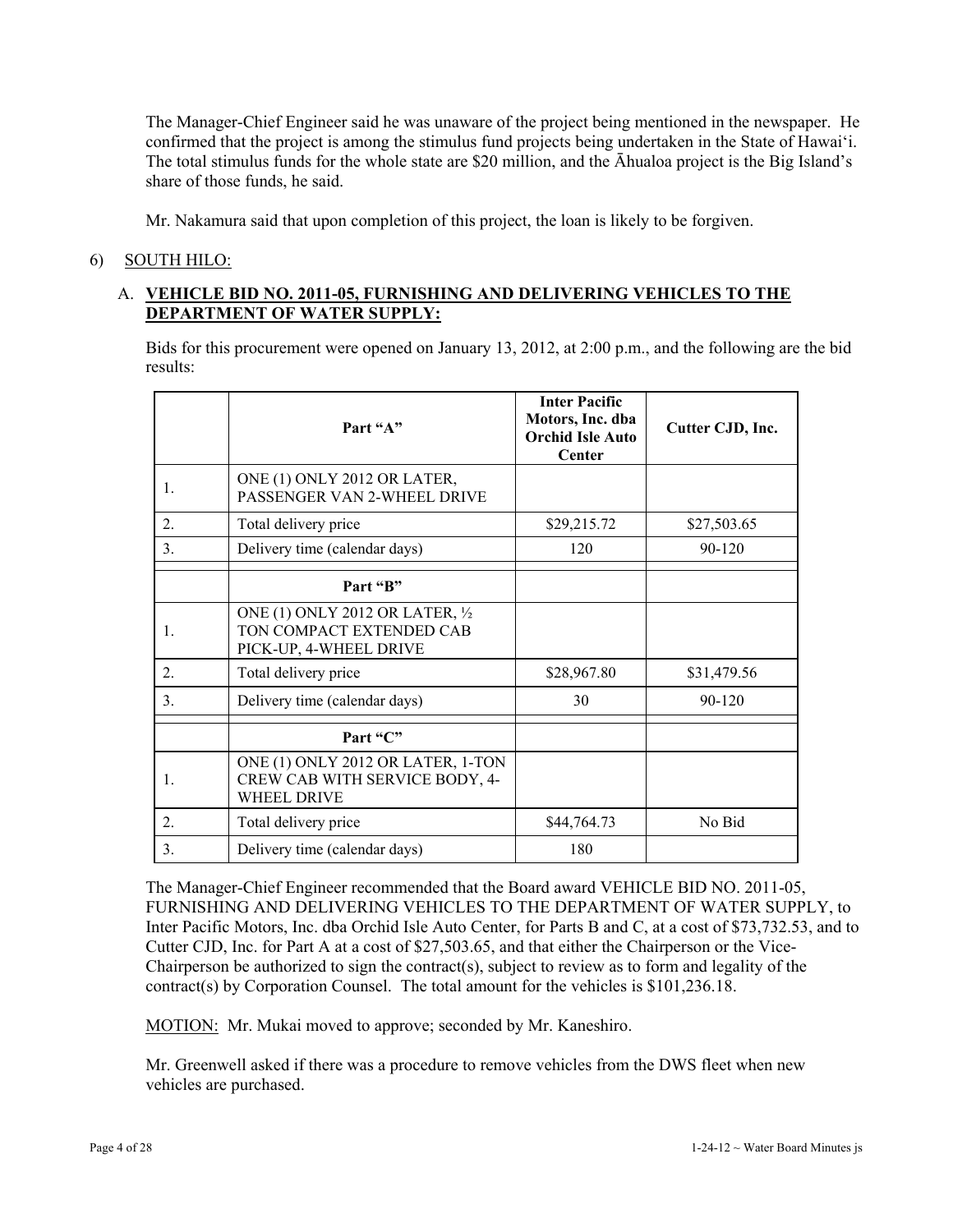The Manager-Chief Engineer said he was unaware of the project being mentioned in the newspaper. He confirmed that the project is among the stimulus fund projects being undertaken in the State of Hawai'i. The total stimulus funds for the whole state are $20 million, and the Āhualoa project is the Big Island's share of those funds, he said.

Mr. Nakamura said that upon completion of this project, the loan is likely to be forgiven.

6) SOUTH HILO:

A. **VEHICLE BID NO. 2011-05, FURNISHING AND DELIVERING VEHICLES TO THE DEPARTMENT OF WATER SUPPLY:**

Bids for this procurement were opened on January 13, 2012, at 2:00 p.m., and the following are the bid results:

| | Part "A" | Inter Pacific Motors, Inc. dba Orchid Isle Auto Center | Cutter CJD, Inc. |
|---|---|---|---|
| 1. | ONE (1) ONLY 2012 OR LATER, PASSENGER VAN 2-WHEEL DRIVE | | |
| 2. | Total delivery price | $29,215.72 | $27,503.65 |
| 3. | Delivery time (calendar days) | 120 | 90-120 |
| | **Part "B"** | | |
| 1. | ONE (1) ONLY 2012 OR LATER, ½ TON COMPACT EXTENDED CAB PICK-UP, 4-WHEEL DRIVE | | |
| 2. | Total delivery price | $28,967.80 | $31,479.56 |
| 3. | Delivery time (calendar days) | 30 | 90-120 |
| | **Part "C"** | | |
| 1. | ONE (1) ONLY 2012 OR LATER, 1-TON CREW CAB WITH SERVICE BODY, 4-WHEEL DRIVE | | |
| 2. | Total delivery price | $44,764.73 | No Bid |
| 3. | Delivery time (calendar days) | 180 | |

The Manager-Chief Engineer recommended that the Board award VEHICLE BID NO. 2011-05, FURNISHING AND DELIVERING VEHICLES TO THE DEPARTMENT OF WATER SUPPLY, to Inter Pacific Motors, Inc. dba Orchid Isle Auto Center, for Parts B and C, at a cost of $73,732.53, and to Cutter CJD, Inc. for Part A at a cost of $27,503.65, and that either the Chairperson or the Vice-Chairperson be authorized to sign the contract(s), subject to review as to form and legality of the contract(s) by Corporation Counsel. The total amount for the vehicles is $101,236.18.

MOTION: Mr. Mukai moved to approve; seconded by Mr. Kaneshiro.

Mr. Greenwell asked if there was a procedure to remove vehicles from the DWS fleet when new vehicles are purchased.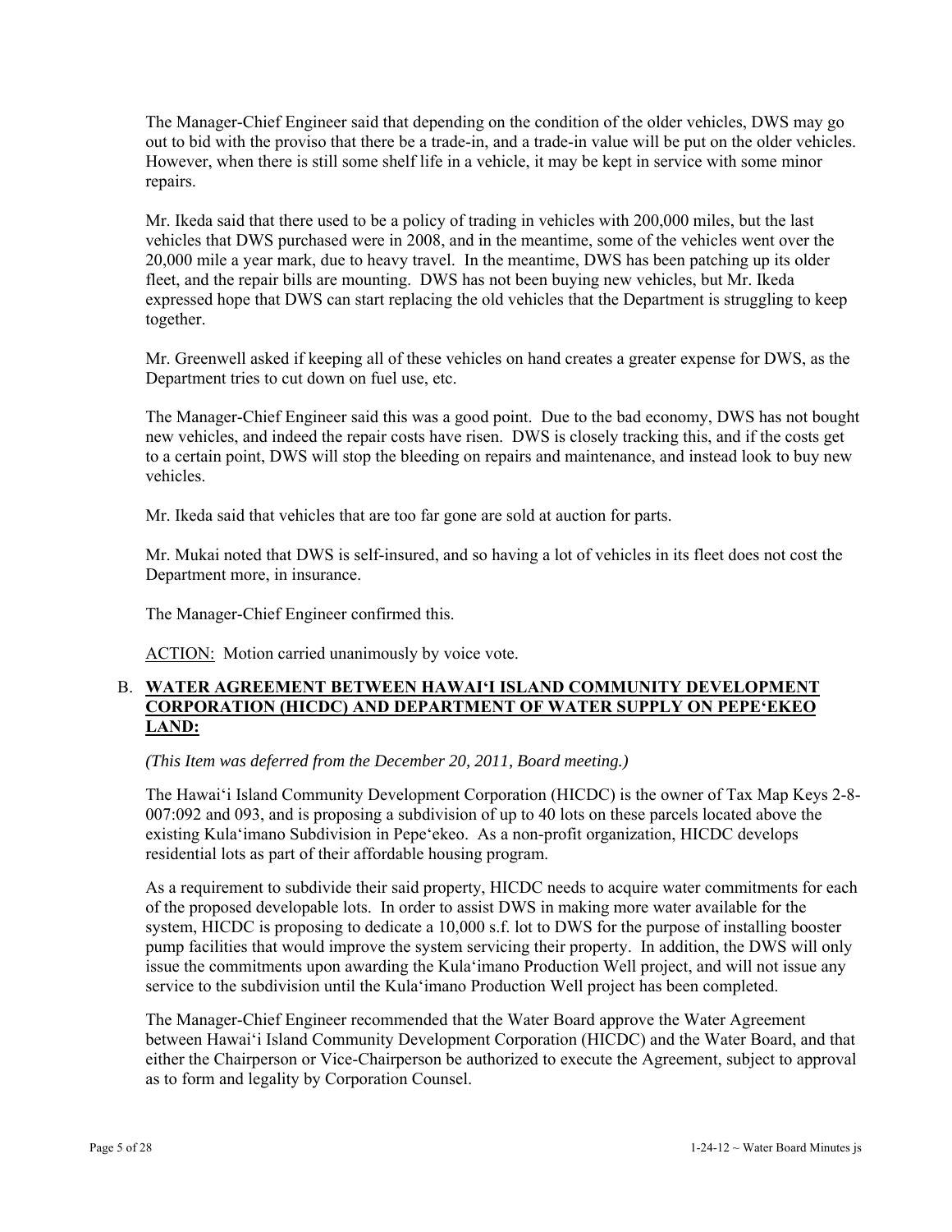The Manager-Chief Engineer said that depending on the condition of the older vehicles, DWS may go out to bid with the proviso that there be a trade-in, and a trade-in value will be put on the older vehicles. However, when there is still some shelf life in a vehicle, it may be kept in service with some minor repairs.

Mr. Ikeda said that there used to be a policy of trading in vehicles with 200,000 miles, but the last vehicles that DWS purchased were in 2008, and in the meantime, some of the vehicles went over the 20,000 mile a year mark, due to heavy travel. In the meantime, DWS has been patching up its older fleet, and the repair bills are mounting. DWS has not been buying new vehicles, but Mr. Ikeda expressed hope that DWS can start replacing the old vehicles that the Department is struggling to keep together.

Mr. Greenwell asked if keeping all of these vehicles on hand creates a greater expense for DWS, as the Department tries to cut down on fuel use, etc.

The Manager-Chief Engineer said this was a good point. Due to the bad economy, DWS has not bought new vehicles, and indeed the repair costs have risen. DWS is closely tracking this, and if the costs get to a certain point, DWS will stop the bleeding on repairs and maintenance, and instead look to buy new vehicles.

Mr. Ikeda said that vehicles that are too far gone are sold at auction for parts.

Mr. Mukai noted that DWS is self-insured, and so having a lot of vehicles in its fleet does not cost the Department more, in insurance.

The Manager-Chief Engineer confirmed this.

ACTION: Motion carried unanimously by voice vote.

B. **WATER AGREEMENT BETWEEN HAWAI'I ISLAND COMMUNITY DEVELOPMENT CORPORATION (HICDC) AND DEPARTMENT OF WATER SUPPLY ON PEPE'EKEO LAND:**

*(This Item was deferred from the December 20, 2011, Board meeting.)*

The Hawai'i Island Community Development Corporation (HICDC) is the owner of Tax Map Keys 2-8-007:092 and 093, and is proposing a subdivision of up to 40 lots on these parcels located above the existing Kula'imano Subdivision in Pepe'ekeo. As a non-profit organization, HICDC develops residential lots as part of their affordable housing program.

As a requirement to subdivide their said property, HICDC needs to acquire water commitments for each of the proposed developable lots. In order to assist DWS in making more water available for the system, HICDC is proposing to dedicate a 10,000 s.f. lot to DWS for the purpose of installing booster pump facilities that would improve the system servicing their property. In addition, the DWS will only issue the commitments upon awarding the Kula'imano Production Well project, and will not issue any service to the subdivision until the Kula'imano Production Well project has been completed.

The Manager-Chief Engineer recommended that the Water Board approve the Water Agreement between Hawai'i Island Community Development Corporation (HICDC) and the Water Board, and that either the Chairperson or Vice-Chairperson be authorized to execute the Agreement, subject to approval as to form and legality by Corporation Counsel.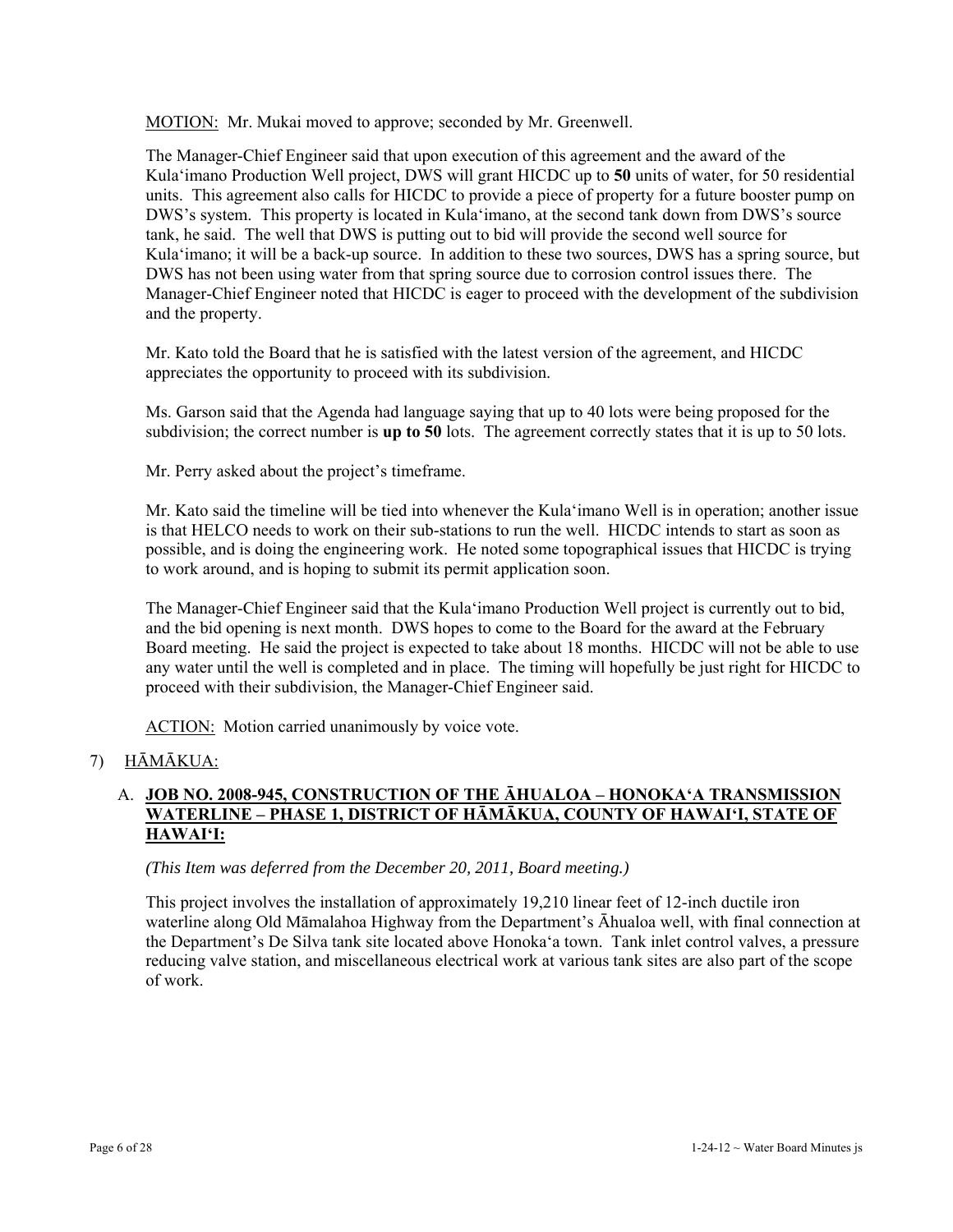MOTION: Mr. Mukai moved to approve; seconded by Mr. Greenwell.

The Manager-Chief Engineer said that upon execution of this agreement and the award of the Kulaʻimano Production Well project, DWS will grant HICDC up to **50** units of water, for 50 residential units. This agreement also calls for HICDC to provide a piece of property for a future booster pump on DWS's system. This property is located in Kulaʻimano, at the second tank down from DWS's source tank, he said. The well that DWS is putting out to bid will provide the second well source for Kulaʻimano; it will be a back-up source. In addition to these two sources, DWS has a spring source, but DWS has not been using water from that spring source due to corrosion control issues there. The Manager-Chief Engineer noted that HICDC is eager to proceed with the development of the subdivision and the property.

Mr. Kato told the Board that he is satisfied with the latest version of the agreement, and HICDC appreciates the opportunity to proceed with its subdivision.

Ms. Garson said that the Agenda had language saying that up to 40 lots were being proposed for the subdivision; the correct number is **up to 50** lots. The agreement correctly states that it is up to 50 lots.

Mr. Perry asked about the project's timeframe.

Mr. Kato said the timeline will be tied into whenever the Kulaʻimano Well is in operation; another issue is that HELCO needs to work on their sub-stations to run the well. HICDC intends to start as soon as possible, and is doing the engineering work. He noted some topographical issues that HICDC is trying to work around, and is hoping to submit its permit application soon.

The Manager-Chief Engineer said that the Kulaʻimano Production Well project is currently out to bid, and the bid opening is next month. DWS hopes to come to the Board for the award at the February Board meeting. He said the project is expected to take about 18 months. HICDC will not be able to use any water until the well is completed and in place. The timing will hopefully be just right for HICDC to proceed with their subdivision, the Manager-Chief Engineer said.

ACTION: Motion carried unanimously by voice vote.

7) HĀMĀKUA:

A. **JOB NO. 2008-945, CONSTRUCTION OF THE ĀHUALOA – HONOKAʻA TRANSMISSION WATERLINE – PHASE 1, DISTRICT OF HĀMĀKUA, COUNTY OF HAWAIʻI, STATE OF HAWAIʻI:**

*(This Item was deferred from the December 20, 2011, Board meeting.)*

This project involves the installation of approximately 19,210 linear feet of 12-inch ductile iron waterline along Old Māmalahoa Highway from the Department's Āhualoa well, with final connection at the Department's De Silva tank site located above Honokaʻa town. Tank inlet control valves, a pressure reducing valve station, and miscellaneous electrical work at various tank sites are also part of the scope of work.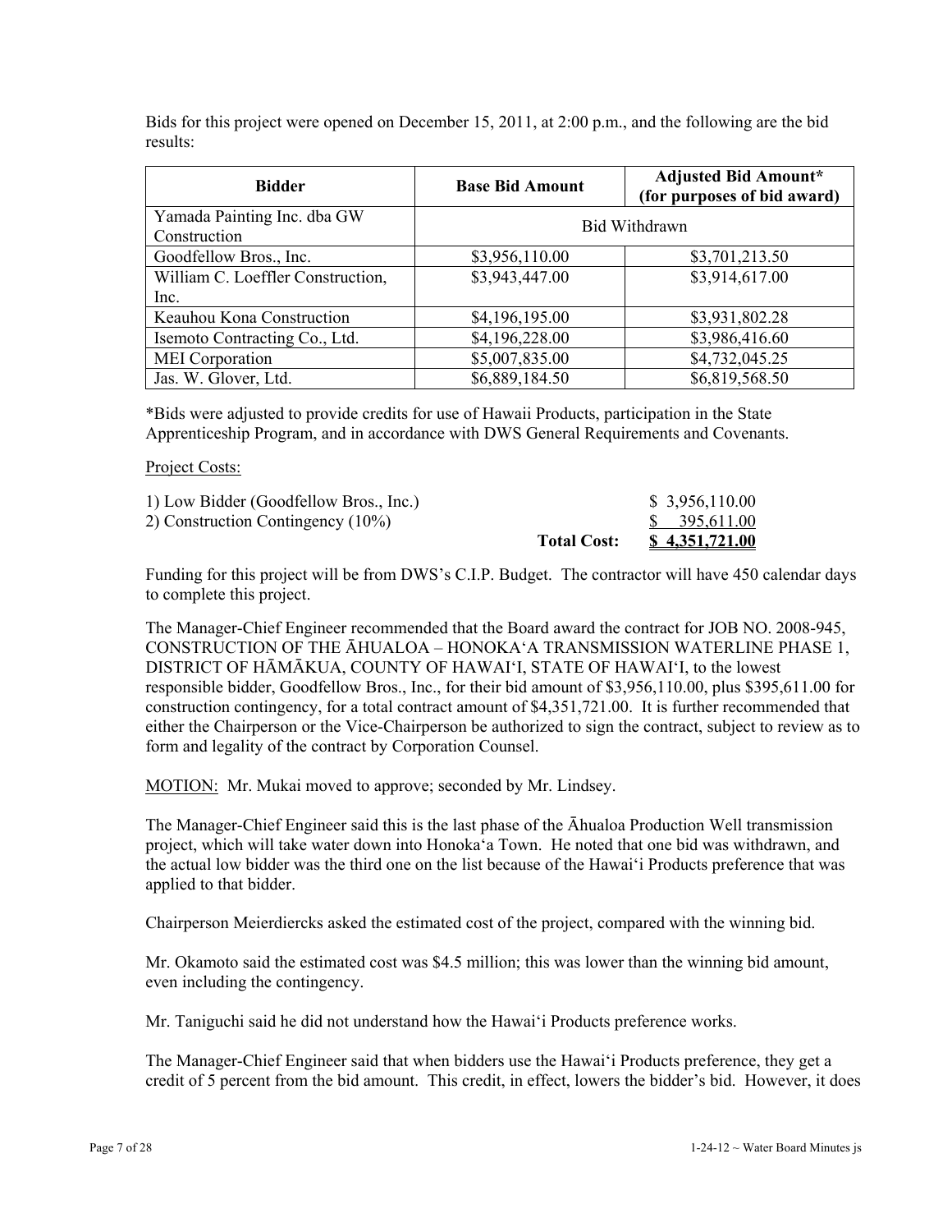Bids for this project were opened on December 15, 2011, at 2:00 p.m., and the following are the bid results:

| Bidder | Base Bid Amount | Adjusted Bid Amount* (for purposes of bid award) |
|---|---|---|
| Yamada Painting Inc. dba GW Construction | Bid Withdrawn | |
| Goodfellow Bros., Inc. | $3,956,110.00 | $3,701,213.50 |
| William C. Loeffler Construction, Inc. | $3,943,447.00 | $3,914,617.00 |
| Keauhou Kona Construction | $4,196,195.00 | $3,931,802.28 |
| Isemoto Contracting Co., Ltd. | $4,196,228.00 | $3,986,416.60 |
| MEI Corporation | $5,007,835.00 | $4,732,045.25 |
| Jas. W. Glover, Ltd. | $6,889,184.50 | $6,819,568.50 |

*Bids were adjusted to provide credits for use of Hawaii Products, participation in the State Apprenticeship Program, and in accordance with DWS General Requirements and Covenants.

Project Costs:

| | | |
|---|---|---|
| 1) Low Bidder (Goodfellow Bros., Inc.) | | $ 3,956,110.00 |
| 2) Construction Contingency (10%) | | $ 395,611.00 |
| | **Total Cost:** | **$ 4,351,721.00** |

Funding for this project will be from DWS's C.I.P. Budget. The contractor will have 450 calendar days to complete this project.

The Manager-Chief Engineer recommended that the Board award the contract for JOB NO. 2008-945, CONSTRUCTION OF THE ĀHUALOA – HONOKA'A TRANSMISSION WATERLINE PHASE 1, DISTRICT OF HĀMĀKUA, COUNTY OF HAWAI'I, STATE OF HAWAI'I, to the lowest responsible bidder, Goodfellow Bros., Inc., for their bid amount of $3,956,110.00, plus $395,611.00 for construction contingency, for a total contract amount of $4,351,721.00. It is further recommended that either the Chairperson or the Vice-Chairperson be authorized to sign the contract, subject to review as to form and legality of the contract by Corporation Counsel.

MOTION: Mr. Mukai moved to approve; seconded by Mr. Lindsey.

The Manager-Chief Engineer said this is the last phase of the Āhualoa Production Well transmission project, which will take water down into Honoka'a Town. He noted that one bid was withdrawn, and the actual low bidder was the third one on the list because of the Hawai'i Products preference that was applied to that bidder.

Chairperson Meierdiercks asked the estimated cost of the project, compared with the winning bid.

Mr. Okamoto said the estimated cost was $4.5 million; this was lower than the winning bid amount, even including the contingency.

Mr. Taniguchi said he did not understand how the Hawai'i Products preference works.

The Manager-Chief Engineer said that when bidders use the Hawai'i Products preference, they get a credit of 5 percent from the bid amount. This credit, in effect, lowers the bidder's bid. However, it does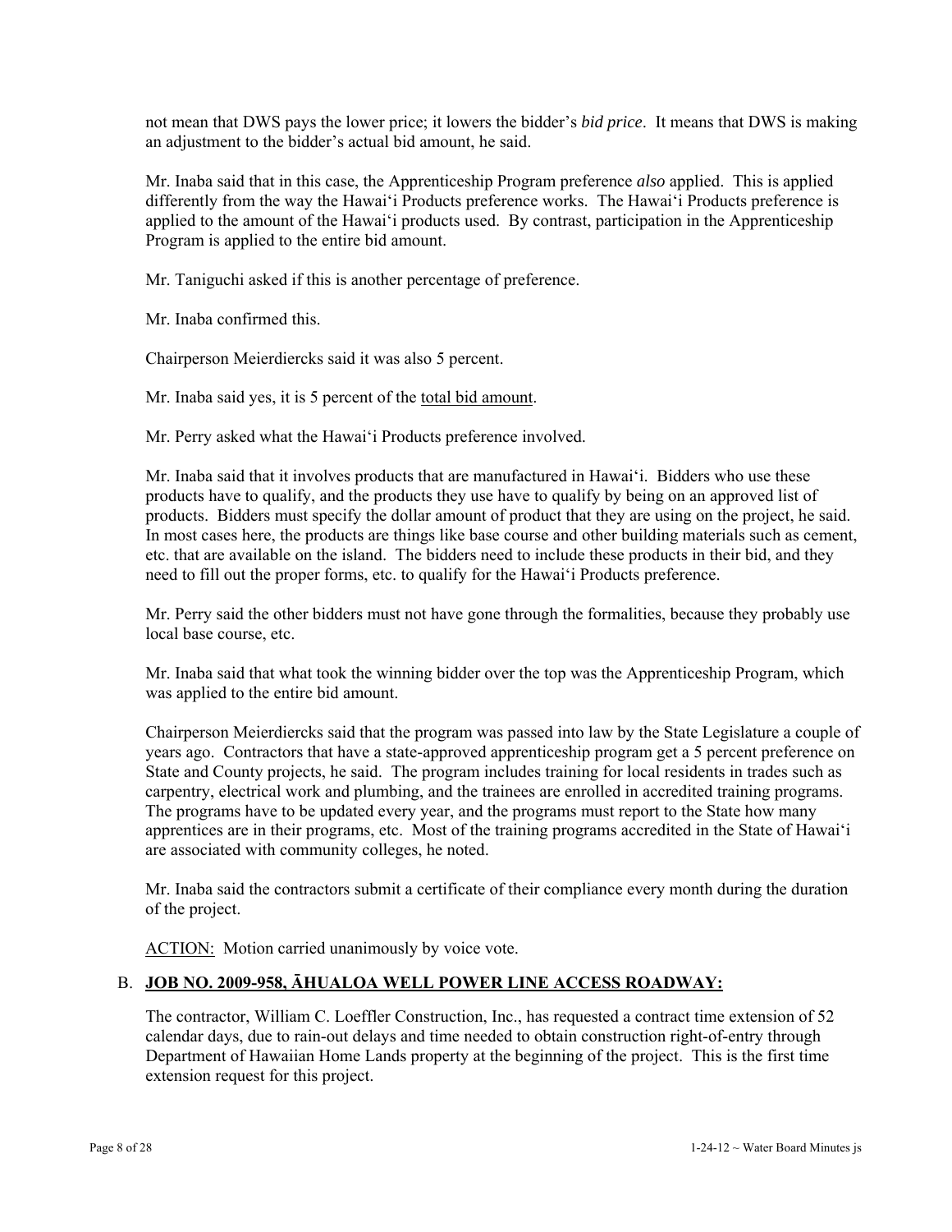not mean that DWS pays the lower price; it lowers the bidder's *bid price*. It means that DWS is making an adjustment to the bidder's actual bid amount, he said.

Mr. Inaba said that in this case, the Apprenticeship Program preference *also* applied. This is applied differently from the way the Hawai'i Products preference works. The Hawai'i Products preference is applied to the amount of the Hawai'i products used. By contrast, participation in the Apprenticeship Program is applied to the entire bid amount.

Mr. Taniguchi asked if this is another percentage of preference.

Mr. Inaba confirmed this.

Chairperson Meierdiercks said it was also 5 percent.

Mr. Inaba said yes, it is 5 percent of the <u>total bid amount</u>.

Mr. Perry asked what the Hawai'i Products preference involved.

Mr. Inaba said that it involves products that are manufactured in Hawai'i. Bidders who use these products have to qualify, and the products they use have to qualify by being on an approved list of products. Bidders must specify the dollar amount of product that they are using on the project, he said. In most cases here, the products are things like base course and other building materials such as cement, etc. that are available on the island. The bidders need to include these products in their bid, and they need to fill out the proper forms, etc. to qualify for the Hawai'i Products preference.

Mr. Perry said the other bidders must not have gone through the formalities, because they probably use local base course, etc.

Mr. Inaba said that what took the winning bidder over the top was the Apprenticeship Program, which was applied to the entire bid amount.

Chairperson Meierdiercks said that the program was passed into law by the State Legislature a couple of years ago. Contractors that have a state-approved apprenticeship program get a 5 percent preference on State and County projects, he said. The program includes training for local residents in trades such as carpentry, electrical work and plumbing, and the trainees are enrolled in accredited training programs. The programs have to be updated every year, and the programs must report to the State how many apprentices are in their programs, etc. Most of the training programs accredited in the State of Hawai'i are associated with community colleges, he noted.

Mr. Inaba said the contractors submit a certificate of their compliance every month during the duration of the project.

<u>ACTION:</u> Motion carried unanimously by voice vote.

B. **<u>JOB NO. 2009-958, ĀHUALOA WELL POWER LINE ACCESS ROADWAY:</u>**

The contractor, William C. Loeffler Construction, Inc., has requested a contract time extension of 52 calendar days, due to rain-out delays and time needed to obtain construction right-of-entry through Department of Hawaiian Home Lands property at the beginning of the project. This is the first time extension request for this project.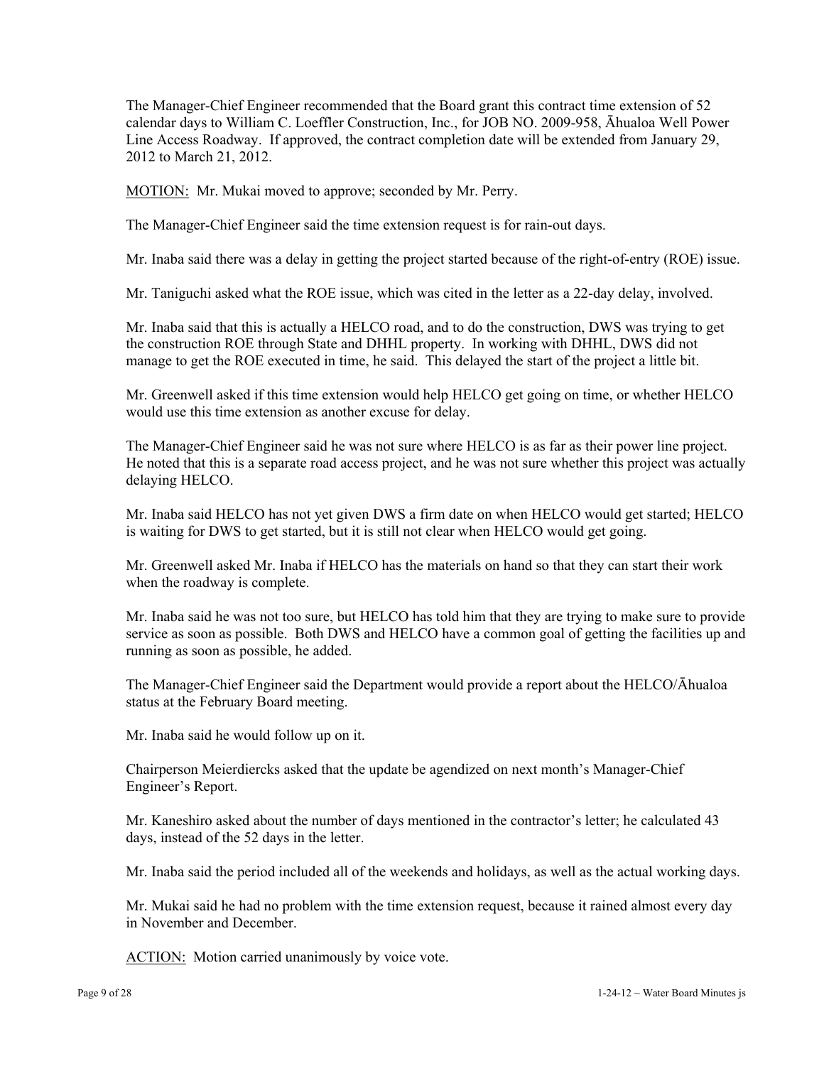The Manager-Chief Engineer recommended that the Board grant this contract time extension of 52 calendar days to William C. Loeffler Construction, Inc., for JOB NO. 2009-958, Āhualoa Well Power Line Access Roadway. If approved, the contract completion date will be extended from January 29, 2012 to March 21, 2012.

MOTION: Mr. Mukai moved to approve; seconded by Mr. Perry.

The Manager-Chief Engineer said the time extension request is for rain-out days.

Mr. Inaba said there was a delay in getting the project started because of the right-of-entry (ROE) issue.

Mr. Taniguchi asked what the ROE issue, which was cited in the letter as a 22-day delay, involved.

Mr. Inaba said that this is actually a HELCO road, and to do the construction, DWS was trying to get the construction ROE through State and DHHL property. In working with DHHL, DWS did not manage to get the ROE executed in time, he said. This delayed the start of the project a little bit.

Mr. Greenwell asked if this time extension would help HELCO get going on time, or whether HELCO would use this time extension as another excuse for delay.

The Manager-Chief Engineer said he was not sure where HELCO is as far as their power line project. He noted that this is a separate road access project, and he was not sure whether this project was actually delaying HELCO.

Mr. Inaba said HELCO has not yet given DWS a firm date on when HELCO would get started; HELCO is waiting for DWS to get started, but it is still not clear when HELCO would get going.

Mr. Greenwell asked Mr. Inaba if HELCO has the materials on hand so that they can start their work when the roadway is complete.

Mr. Inaba said he was not too sure, but HELCO has told him that they are trying to make sure to provide service as soon as possible. Both DWS and HELCO have a common goal of getting the facilities up and running as soon as possible, he added.

The Manager-Chief Engineer said the Department would provide a report about the HELCO/Āhualoa status at the February Board meeting.

Mr. Inaba said he would follow up on it.

Chairperson Meierdiercks asked that the update be agendized on next month's Manager-Chief Engineer's Report.

Mr. Kaneshiro asked about the number of days mentioned in the contractor's letter; he calculated 43 days, instead of the 52 days in the letter.

Mr. Inaba said the period included all of the weekends and holidays, as well as the actual working days.

Mr. Mukai said he had no problem with the time extension request, because it rained almost every day in November and December.

ACTION: Motion carried unanimously by voice vote.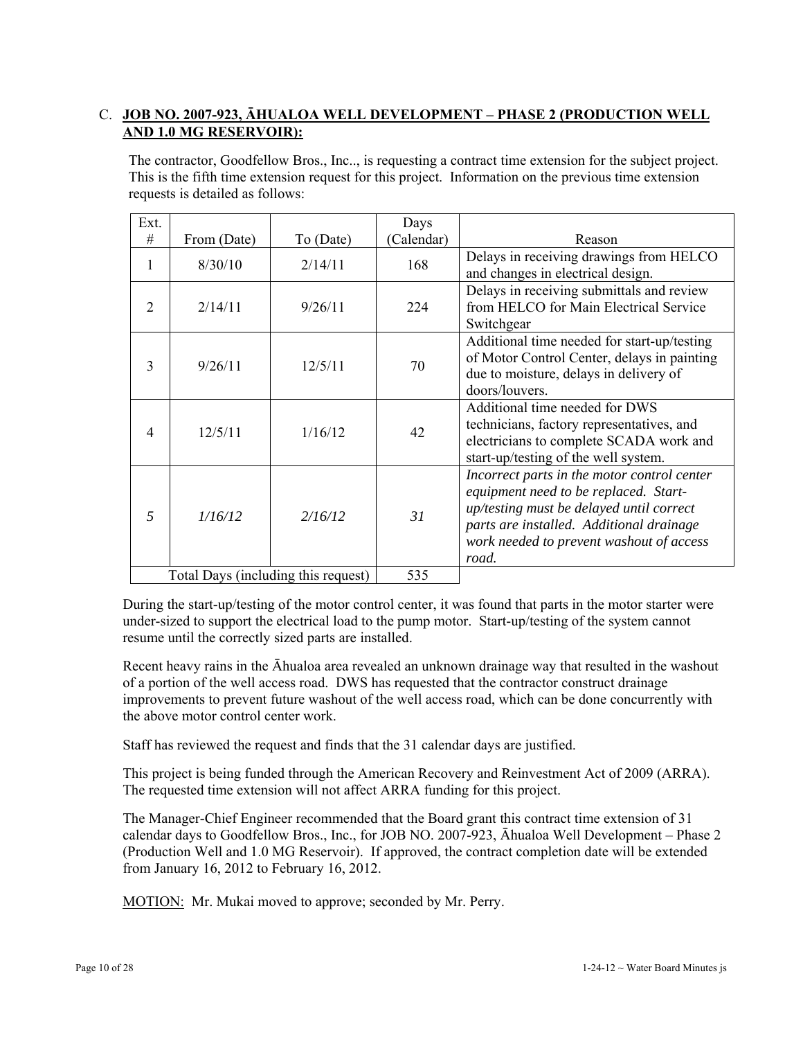C. **JOB NO. 2007-923, ĀHUALOA WELL DEVELOPMENT – PHASE 2 (PRODUCTION WELL AND 1.0 MG RESERVOIR):**

The contractor, Goodfellow Bros., Inc.., is requesting a contract time extension for the subject project. This is the fifth time extension request for this project. Information on the previous time extension requests is detailed as follows:

| Ext. # | From (Date) | To (Date) | Days (Calendar) | Reason |
|---|---|---|---|---|
| 1 | 8/30/10 | 2/14/11 | 168 | Delays in receiving drawings from HELCO and changes in electrical design. |
| 2 | 2/14/11 | 9/26/11 | 224 | Delays in receiving submittals and review from HELCO for Main Electrical Service Switchgear |
| 3 | 9/26/11 | 12/5/11 | 70 | Additional time needed for start-up/testing of Motor Control Center, delays in painting due to moisture, delays in delivery of doors/louvers. |
| 4 | 12/5/11 | 1/16/12 | 42 | Additional time needed for DWS technicians, factory representatives, and electricians to complete SCADA work and start-up/testing of the well system. |
| *5* | *1/16/12* | *2/16/12* | *31* | *Incorrect parts in the motor control center equipment need to be replaced. Start-up/testing must be delayed until correct parts are installed. Additional drainage work needed to prevent washout of access road.* |
| | Total Days (including this request) | | 535 | |

During the start-up/testing of the motor control center, it was found that parts in the motor starter were under-sized to support the electrical load to the pump motor. Start-up/testing of the system cannot resume until the correctly sized parts are installed.

Recent heavy rains in the Āhualoa area revealed an unknown drainage way that resulted in the washout of a portion of the well access road. DWS has requested that the contractor construct drainage improvements to prevent future washout of the well access road, which can be done concurrently with the above motor control center work.

Staff has reviewed the request and finds that the 31 calendar days are justified.

This project is being funded through the American Recovery and Reinvestment Act of 2009 (ARRA). The requested time extension will not affect ARRA funding for this project.

The Manager-Chief Engineer recommended that the Board grant this contract time extension of 31 calendar days to Goodfellow Bros., Inc., for JOB NO. 2007-923, Āhualoa Well Development – Phase 2 (Production Well and 1.0 MG Reservoir). If approved, the contract completion date will be extended from January 16, 2012 to February 16, 2012.

MOTION: Mr. Mukai moved to approve; seconded by Mr. Perry.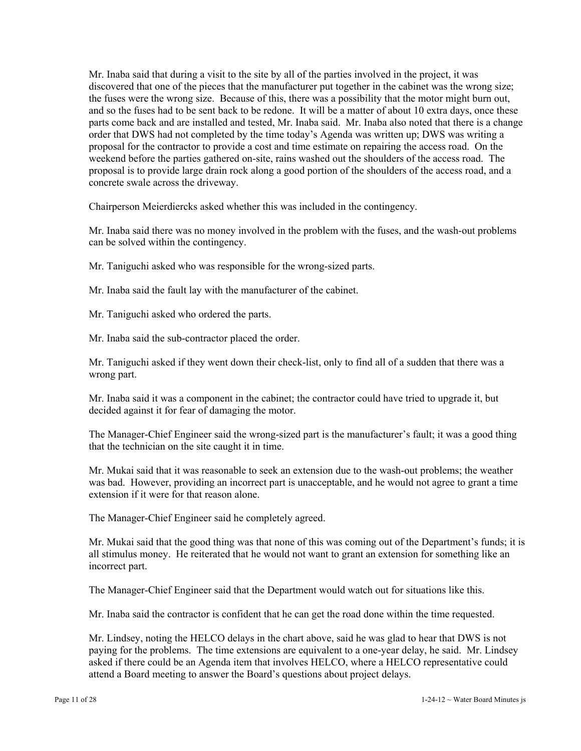Mr. Inaba said that during a visit to the site by all of the parties involved in the project, it was discovered that one of the pieces that the manufacturer put together in the cabinet was the wrong size; the fuses were the wrong size. Because of this, there was a possibility that the motor might burn out, and so the fuses had to be sent back to be redone. It will be a matter of about 10 extra days, once these parts come back and are installed and tested, Mr. Inaba said. Mr. Inaba also noted that there is a change order that DWS had not completed by the time today's Agenda was written up; DWS was writing a proposal for the contractor to provide a cost and time estimate on repairing the access road. On the weekend before the parties gathered on-site, rains washed out the shoulders of the access road. The proposal is to provide large drain rock along a good portion of the shoulders of the access road, and a concrete swale across the driveway.

Chairperson Meierdiercks asked whether this was included in the contingency.

Mr. Inaba said there was no money involved in the problem with the fuses, and the wash-out problems can be solved within the contingency.

Mr. Taniguchi asked who was responsible for the wrong-sized parts.

Mr. Inaba said the fault lay with the manufacturer of the cabinet.

Mr. Taniguchi asked who ordered the parts.

Mr. Inaba said the sub-contractor placed the order.

Mr. Taniguchi asked if they went down their check-list, only to find all of a sudden that there was a wrong part.

Mr. Inaba said it was a component in the cabinet; the contractor could have tried to upgrade it, but decided against it for fear of damaging the motor.

The Manager-Chief Engineer said the wrong-sized part is the manufacturer's fault; it was a good thing that the technician on the site caught it in time.

Mr. Mukai said that it was reasonable to seek an extension due to the wash-out problems; the weather was bad. However, providing an incorrect part is unacceptable, and he would not agree to grant a time extension if it were for that reason alone.

The Manager-Chief Engineer said he completely agreed.

Mr. Mukai said that the good thing was that none of this was coming out of the Department's funds; it is all stimulus money. He reiterated that he would not want to grant an extension for something like an incorrect part.

The Manager-Chief Engineer said that the Department would watch out for situations like this.

Mr. Inaba said the contractor is confident that he can get the road done within the time requested.

Mr. Lindsey, noting the HELCO delays in the chart above, said he was glad to hear that DWS is not paying for the problems. The time extensions are equivalent to a one-year delay, he said. Mr. Lindsey asked if there could be an Agenda item that involves HELCO, where a HELCO representative could attend a Board meeting to answer the Board's questions about project delays.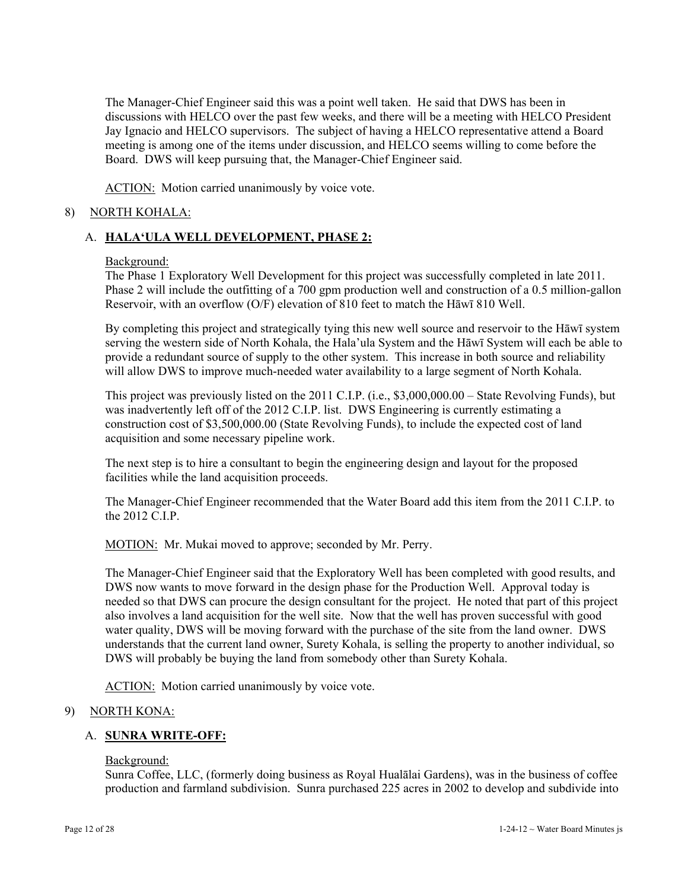The Manager-Chief Engineer said this was a point well taken. He said that DWS has been in discussions with HELCO over the past few weeks, and there will be a meeting with HELCO President Jay Ignacio and HELCO supervisors. The subject of having a HELCO representative attend a Board meeting is among one of the items under discussion, and HELCO seems willing to come before the Board. DWS will keep pursuing that, the Manager-Chief Engineer said.

ACTION: Motion carried unanimously by voice vote.

8) NORTH KOHALA:

A. **HALA'ULA WELL DEVELOPMENT, PHASE 2:**

Background:
The Phase 1 Exploratory Well Development for this project was successfully completed in late 2011. Phase 2 will include the outfitting of a 700 gpm production well and construction of a 0.5 million-gallon Reservoir, with an overflow (O/F) elevation of 810 feet to match the Hāwī 810 Well.

By completing this project and strategically tying this new well source and reservoir to the Hāwī system serving the western side of North Kohala, the Hala'ula System and the Hāwī System will each be able to provide a redundant source of supply to the other system. This increase in both source and reliability will allow DWS to improve much-needed water availability to a large segment of North Kohala.

This project was previously listed on the 2011 C.I.P. (i.e., $3,000,000.00 – State Revolving Funds), but was inadvertently left off of the 2012 C.I.P. list. DWS Engineering is currently estimating a construction cost of $3,500,000.00 (State Revolving Funds), to include the expected cost of land acquisition and some necessary pipeline work.

The next step is to hire a consultant to begin the engineering design and layout for the proposed facilities while the land acquisition proceeds.

The Manager-Chief Engineer recommended that the Water Board add this item from the 2011 C.I.P. to the 2012 C.I.P.

MOTION: Mr. Mukai moved to approve; seconded by Mr. Perry.

The Manager-Chief Engineer said that the Exploratory Well has been completed with good results, and DWS now wants to move forward in the design phase for the Production Well. Approval today is needed so that DWS can procure the design consultant for the project. He noted that part of this project also involves a land acquisition for the well site. Now that the well has proven successful with good water quality, DWS will be moving forward with the purchase of the site from the land owner. DWS understands that the current land owner, Surety Kohala, is selling the property to another individual, so DWS will probably be buying the land from somebody other than Surety Kohala.

ACTION: Motion carried unanimously by voice vote.

9) NORTH KONA:

A. **SUNRA WRITE-OFF:**

Background:
Sunra Coffee, LLC, (formerly doing business as Royal Hualālai Gardens), was in the business of coffee production and farmland subdivision. Sunra purchased 225 acres in 2002 to develop and subdivide into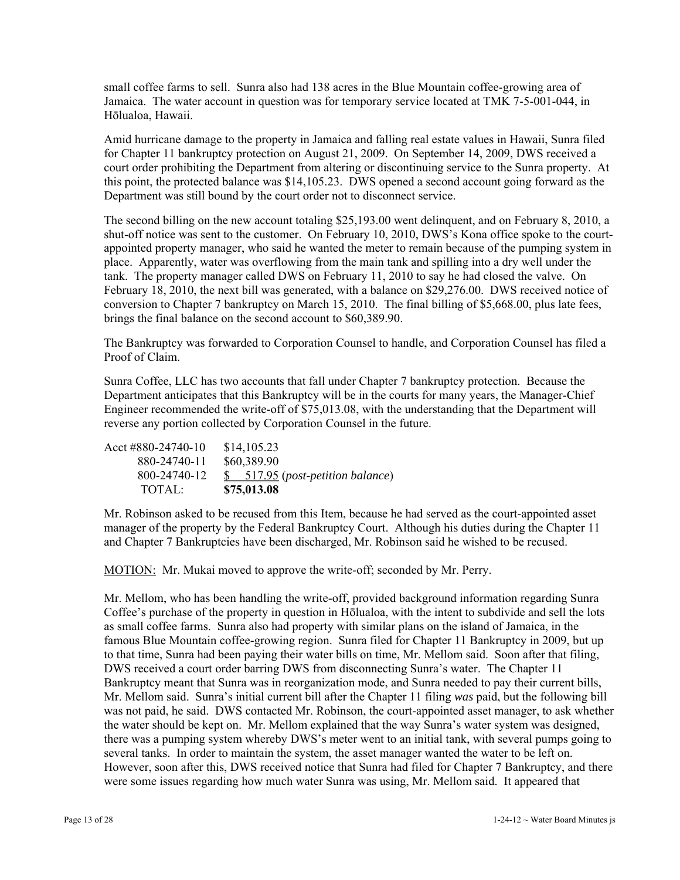small coffee farms to sell. Sunra also had 138 acres in the Blue Mountain coffee-growing area of Jamaica. The water account in question was for temporary service located at TMK 7-5-001-044, in Hōlualoa, Hawaii.

Amid hurricane damage to the property in Jamaica and falling real estate values in Hawaii, Sunra filed for Chapter 11 bankruptcy protection on August 21, 2009. On September 14, 2009, DWS received a court order prohibiting the Department from altering or discontinuing service to the Sunra property. At this point, the protected balance was $14,105.23. DWS opened a second account going forward as the Department was still bound by the court order not to disconnect service.

The second billing on the new account totaling $25,193.00 went delinquent, and on February 8, 2010, a shut-off notice was sent to the customer. On February 10, 2010, DWS's Kona office spoke to the court-appointed property manager, who said he wanted the meter to remain because of the pumping system in place. Apparently, water was overflowing from the main tank and spilling into a dry well under the tank. The property manager called DWS on February 11, 2010 to say he had closed the valve. On February 18, 2010, the next bill was generated, with a balance on $29,276.00. DWS received notice of conversion to Chapter 7 bankruptcy on March 15, 2010. The final billing of $5,668.00, plus late fees, brings the final balance on the second account to $60,389.90.

The Bankruptcy was forwarded to Corporation Counsel to handle, and Corporation Counsel has filed a Proof of Claim.

Sunra Coffee, LLC has two accounts that fall under Chapter 7 bankruptcy protection. Because the Department anticipates that this Bankruptcy will be in the courts for many years, the Manager-Chief Engineer recommended the write-off of $75,013.08, with the understanding that the Department will reverse any portion collected by Corporation Counsel in the future.

| | |
|---|---|
| Acct #880-24740-10 | $14,105.23 |
| 880-24740-11 | $60,389.90 |
| 800-24740-12 | $ 517.95 (*post-petition balance*) |
| TOTAL: | **$75,013.08** |

Mr. Robinson asked to be recused from this Item, because he had served as the court-appointed asset manager of the property by the Federal Bankruptcy Court. Although his duties during the Chapter 11 and Chapter 7 Bankruptcies have been discharged, Mr. Robinson said he wished to be recused.

<u>MOTION:</u> Mr. Mukai moved to approve the write-off; seconded by Mr. Perry.

Mr. Mellom, who has been handling the write-off, provided background information regarding Sunra Coffee's purchase of the property in question in Hōlualoa, with the intent to subdivide and sell the lots as small coffee farms. Sunra also had property with similar plans on the island of Jamaica, in the famous Blue Mountain coffee-growing region. Sunra filed for Chapter 11 Bankruptcy in 2009, but up to that time, Sunra had been paying their water bills on time, Mr. Mellom said. Soon after that filing, DWS received a court order barring DWS from disconnecting Sunra's water. The Chapter 11 Bankruptcy meant that Sunra was in reorganization mode, and Sunra needed to pay their current bills, Mr. Mellom said. Sunra's initial current bill after the Chapter 11 filing *was* paid, but the following bill was not paid, he said. DWS contacted Mr. Robinson, the court-appointed asset manager, to ask whether the water should be kept on. Mr. Mellom explained that the way Sunra's water system was designed, there was a pumping system whereby DWS's meter went to an initial tank, with several pumps going to several tanks. In order to maintain the system, the asset manager wanted the water to be left on. However, soon after this, DWS received notice that Sunra had filed for Chapter 7 Bankruptcy, and there were some issues regarding how much water Sunra was using, Mr. Mellom said. It appeared that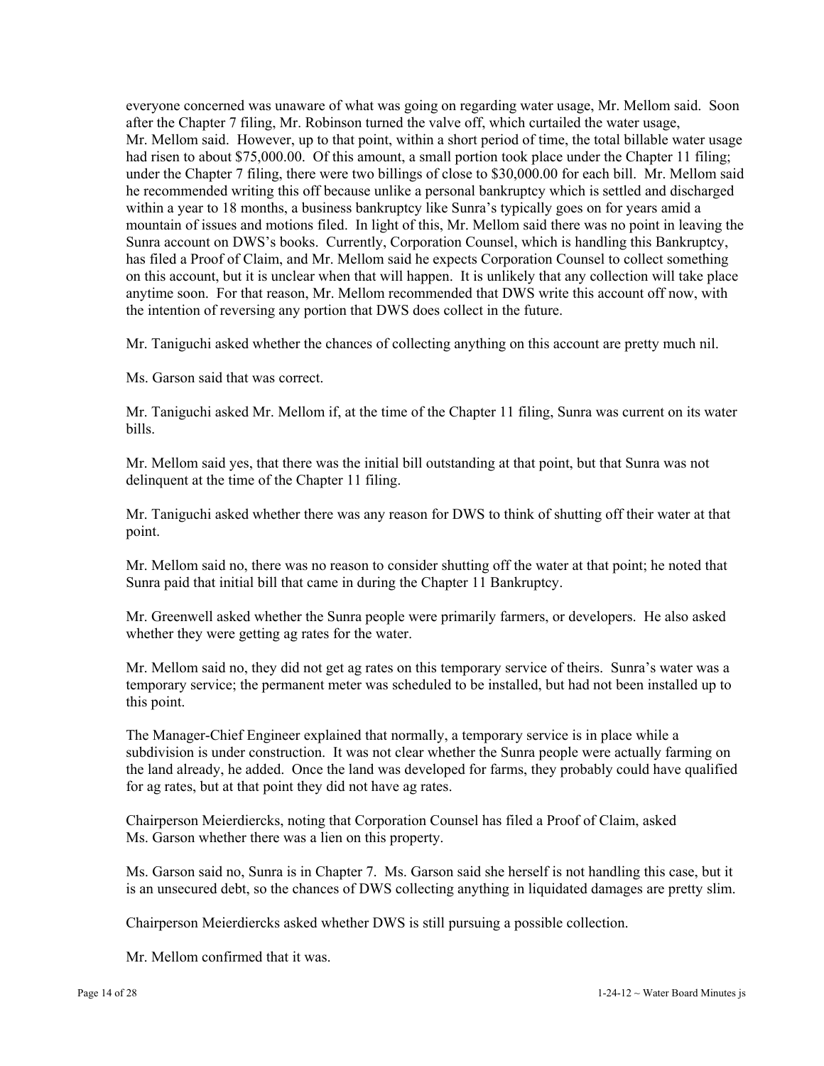everyone concerned was unaware of what was going on regarding water usage, Mr. Mellom said. Soon after the Chapter 7 filing, Mr. Robinson turned the valve off, which curtailed the water usage, Mr. Mellom said. However, up to that point, within a short period of time, the total billable water usage had risen to about $75,000.00. Of this amount, a small portion took place under the Chapter 11 filing; under the Chapter 7 filing, there were two billings of close to $30,000.00 for each bill. Mr. Mellom said he recommended writing this off because unlike a personal bankruptcy which is settled and discharged within a year to 18 months, a business bankruptcy like Sunra's typically goes on for years amid a mountain of issues and motions filed. In light of this, Mr. Mellom said there was no point in leaving the Sunra account on DWS's books. Currently, Corporation Counsel, which is handling this Bankruptcy, has filed a Proof of Claim, and Mr. Mellom said he expects Corporation Counsel to collect something on this account, but it is unclear when that will happen. It is unlikely that any collection will take place anytime soon. For that reason, Mr. Mellom recommended that DWS write this account off now, with the intention of reversing any portion that DWS does collect in the future.

Mr. Taniguchi asked whether the chances of collecting anything on this account are pretty much nil.

Ms. Garson said that was correct.

Mr. Taniguchi asked Mr. Mellom if, at the time of the Chapter 11 filing, Sunra was current on its water bills.

Mr. Mellom said yes, that there was the initial bill outstanding at that point, but that Sunra was not delinquent at the time of the Chapter 11 filing.

Mr. Taniguchi asked whether there was any reason for DWS to think of shutting off their water at that point.

Mr. Mellom said no, there was no reason to consider shutting off the water at that point; he noted that Sunra paid that initial bill that came in during the Chapter 11 Bankruptcy.

Mr. Greenwell asked whether the Sunra people were primarily farmers, or developers. He also asked whether they were getting ag rates for the water.

Mr. Mellom said no, they did not get ag rates on this temporary service of theirs. Sunra's water was a temporary service; the permanent meter was scheduled to be installed, but had not been installed up to this point.

The Manager-Chief Engineer explained that normally, a temporary service is in place while a subdivision is under construction. It was not clear whether the Sunra people were actually farming on the land already, he added. Once the land was developed for farms, they probably could have qualified for ag rates, but at that point they did not have ag rates.

Chairperson Meierdiercks, noting that Corporation Counsel has filed a Proof of Claim, asked Ms. Garson whether there was a lien on this property.

Ms. Garson said no, Sunra is in Chapter 7. Ms. Garson said she herself is not handling this case, but it is an unsecured debt, so the chances of DWS collecting anything in liquidated damages are pretty slim.

Chairperson Meierdiercks asked whether DWS is still pursuing a possible collection.

Mr. Mellom confirmed that it was.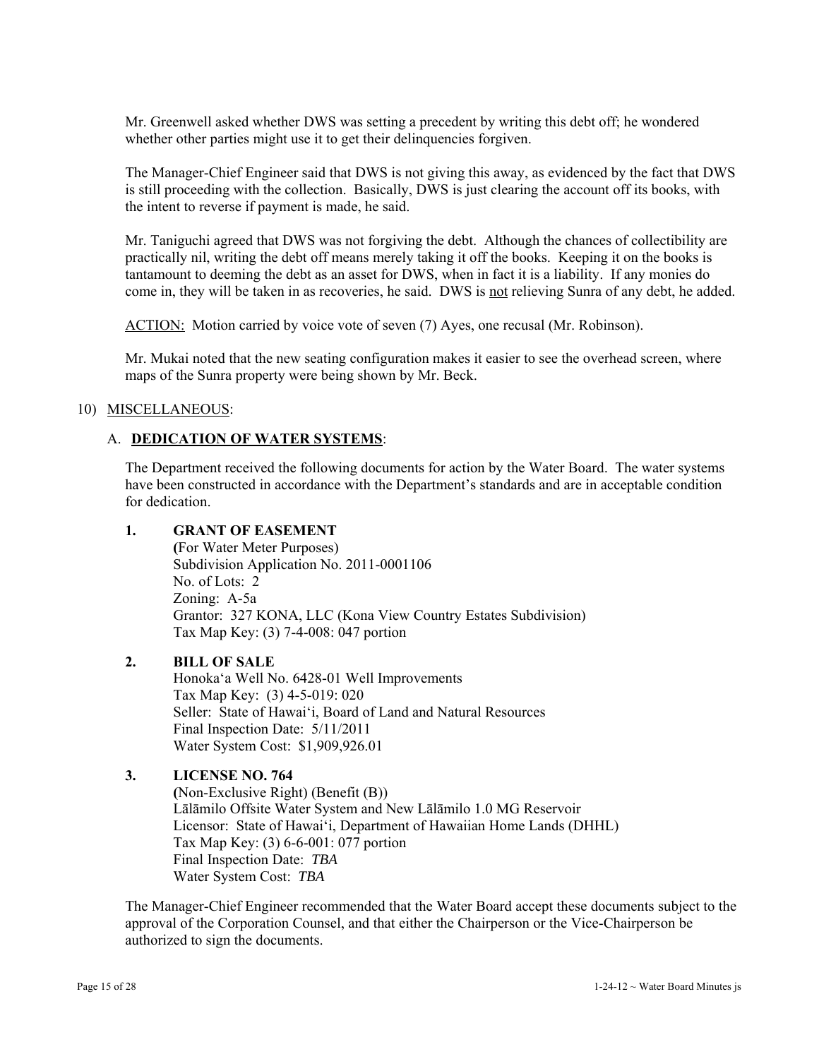Mr. Greenwell asked whether DWS was setting a precedent by writing this debt off; he wondered whether other parties might use it to get their delinquencies forgiven.

The Manager-Chief Engineer said that DWS is not giving this away, as evidenced by the fact that DWS is still proceeding with the collection. Basically, DWS is just clearing the account off its books, with the intent to reverse if payment is made, he said.

Mr. Taniguchi agreed that DWS was not forgiving the debt. Although the chances of collectibility are practically nil, writing the debt off means merely taking it off the books. Keeping it on the books is tantamount to deeming the debt as an asset for DWS, when in fact it is a liability. If any monies do come in, they will be taken in as recoveries, he said. DWS is not relieving Sunra of any debt, he added.

ACTION: Motion carried by voice vote of seven (7) Ayes, one recusal (Mr. Robinson).

Mr. Mukai noted that the new seating configuration makes it easier to see the overhead screen, where maps of the Sunra property were being shown by Mr. Beck.

10) MISCELLANEOUS:

A. **DEDICATION OF WATER SYSTEMS**:

The Department received the following documents for action by the Water Board. The water systems have been constructed in accordance with the Department's standards and are in acceptable condition for dedication.

**1. GRANT OF EASEMENT**
(For Water Meter Purposes)
Subdivision Application No. 2011-0001106
No. of Lots: 2
Zoning: A-5a
Grantor: 327 KONA, LLC (Kona View Country Estates Subdivision)
Tax Map Key: (3) 7-4-008: 047 portion

**2. BILL OF SALE**
Honoka'a Well No. 6428-01 Well Improvements
Tax Map Key: (3) 4-5-019: 020
Seller: State of Hawai'i, Board of Land and Natural Resources
Final Inspection Date: 5/11/2011
Water System Cost: $1,909,926.01

**3. LICENSE NO. 764**
(Non-Exclusive Right) (Benefit (B))
Lālāmilo Offsite Water System and New Lālāmilo 1.0 MG Reservoir
Licensor: State of Hawai'i, Department of Hawaiian Home Lands (DHHL)
Tax Map Key: (3) 6-6-001: 077 portion
Final Inspection Date: *TBA*
Water System Cost: *TBA*

The Manager-Chief Engineer recommended that the Water Board accept these documents subject to the approval of the Corporation Counsel, and that either the Chairperson or the Vice-Chairperson be authorized to sign the documents.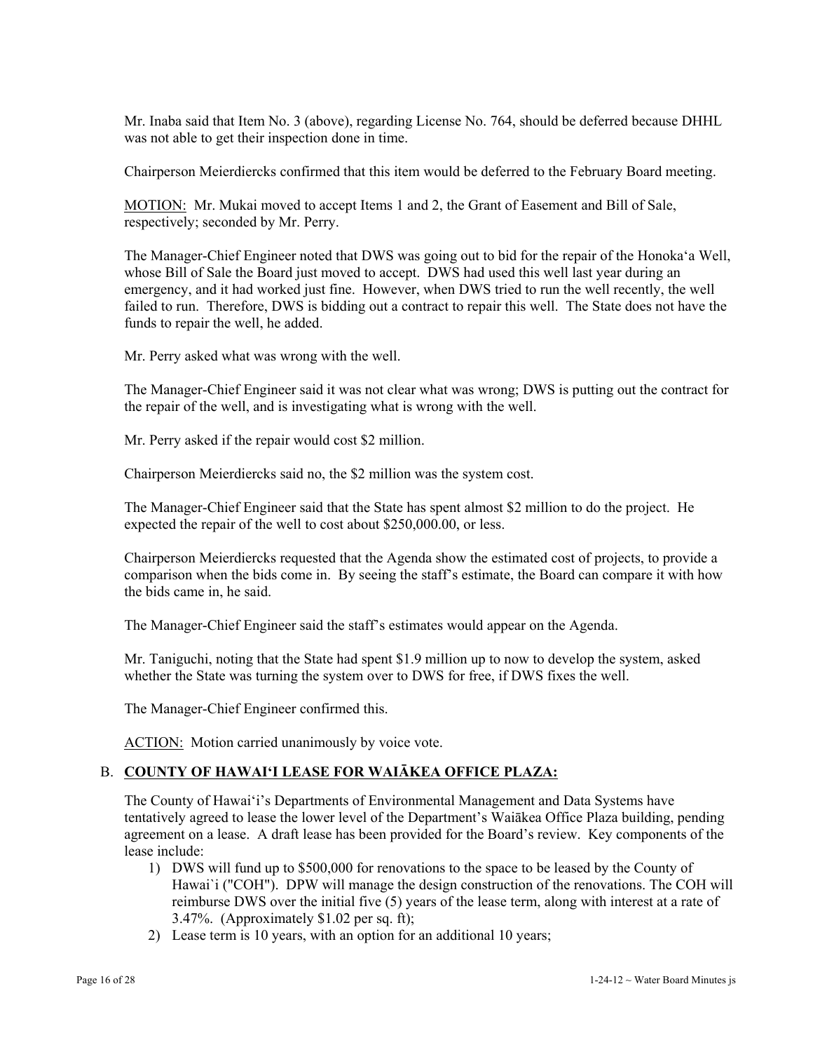Mr. Inaba said that Item No. 3 (above), regarding License No. 764, should be deferred because DHHL was not able to get their inspection done in time.

Chairperson Meierdiercks confirmed that this item would be deferred to the February Board meeting.

MOTION: Mr. Mukai moved to accept Items 1 and 2, the Grant of Easement and Bill of Sale, respectively; seconded by Mr. Perry.

The Manager-Chief Engineer noted that DWS was going out to bid for the repair of the Honokaʻa Well, whose Bill of Sale the Board just moved to accept. DWS had used this well last year during an emergency, and it had worked just fine. However, when DWS tried to run the well recently, the well failed to run. Therefore, DWS is bidding out a contract to repair this well. The State does not have the funds to repair the well, he added.

Mr. Perry asked what was wrong with the well.

The Manager-Chief Engineer said it was not clear what was wrong; DWS is putting out the contract for the repair of the well, and is investigating what is wrong with the well.

Mr. Perry asked if the repair would cost $2 million.

Chairperson Meierdiercks said no, the $2 million was the system cost.

The Manager-Chief Engineer said that the State has spent almost $2 million to do the project. He expected the repair of the well to cost about $250,000.00, or less.

Chairperson Meierdiercks requested that the Agenda show the estimated cost of projects, to provide a comparison when the bids come in. By seeing the staff's estimate, the Board can compare it with how the bids came in, he said.

The Manager-Chief Engineer said the staff's estimates would appear on the Agenda.

Mr. Taniguchi, noting that the State had spent $1.9 million up to now to develop the system, asked whether the State was turning the system over to DWS for free, if DWS fixes the well.

The Manager-Chief Engineer confirmed this.

ACTION: Motion carried unanimously by voice vote.

B. **COUNTY OF HAWAIʻI LEASE FOR WAIĀKEA OFFICE PLAZA:**

The County of Hawaiʻi's Departments of Environmental Management and Data Systems have tentatively agreed to lease the lower level of the Department's Waiākea Office Plaza building, pending agreement on a lease. A draft lease has been provided for the Board's review. Key components of the lease include:

1) DWS will fund up to $500,000 for renovations to the space to be leased by the County of Hawai`i ("COH"). DPW will manage the design construction of the renovations. The COH will reimburse DWS over the initial five (5) years of the lease term, along with interest at a rate of 3.47%. (Approximately $1.02 per sq. ft);
2) Lease term is 10 years, with an option for an additional 10 years;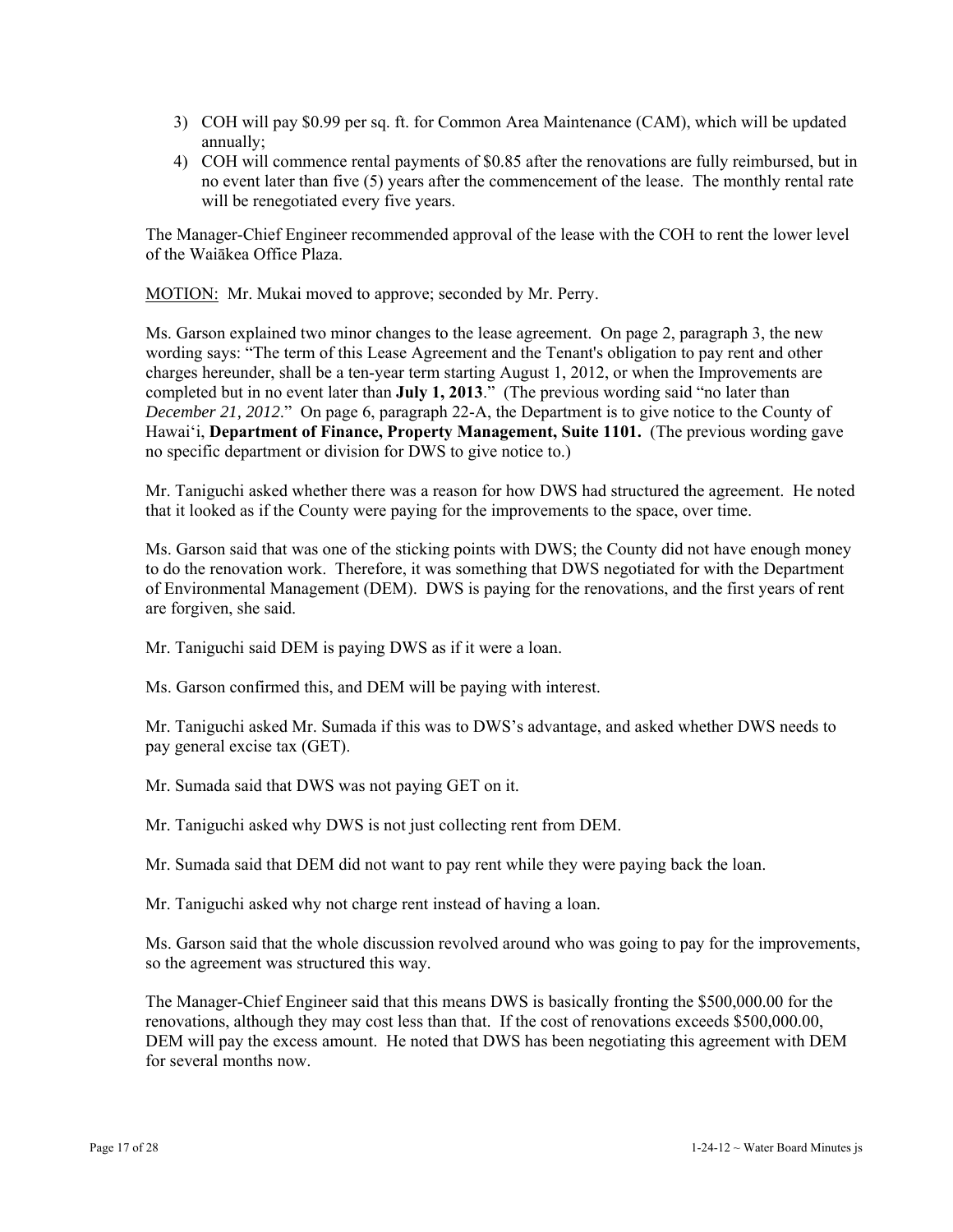3) COH will pay $0.99 per sq. ft. for Common Area Maintenance (CAM), which will be updated annually;
4) COH will commence rental payments of $0.85 after the renovations are fully reimbursed, but in no event later than five (5) years after the commencement of the lease. The monthly rental rate will be renegotiated every five years.

The Manager-Chief Engineer recommended approval of the lease with the COH to rent the lower level of the Waiākea Office Plaza.

<u>MOTION:</u> Mr. Mukai moved to approve; seconded by Mr. Perry.

Ms. Garson explained two minor changes to the lease agreement. On page 2, paragraph 3, the new wording says: "The term of this Lease Agreement and the Tenant's obligation to pay rent and other charges hereunder, shall be a ten-year term starting August 1, 2012, or when the Improvements are completed but in no event later than **July 1, 2013**." (The previous wording said "no later than *December 21, 2012*." On page 6, paragraph 22-A, the Department is to give notice to the County of Hawai'i, **Department of Finance, Property Management, Suite 1101.** (The previous wording gave no specific department or division for DWS to give notice to.)

Mr. Taniguchi asked whether there was a reason for how DWS had structured the agreement. He noted that it looked as if the County were paying for the improvements to the space, over time.

Ms. Garson said that was one of the sticking points with DWS; the County did not have enough money to do the renovation work. Therefore, it was something that DWS negotiated for with the Department of Environmental Management (DEM). DWS is paying for the renovations, and the first years of rent are forgiven, she said.

Mr. Taniguchi said DEM is paying DWS as if it were a loan.

Ms. Garson confirmed this, and DEM will be paying with interest.

Mr. Taniguchi asked Mr. Sumada if this was to DWS's advantage, and asked whether DWS needs to pay general excise tax (GET).

Mr. Sumada said that DWS was not paying GET on it.

Mr. Taniguchi asked why DWS is not just collecting rent from DEM.

Mr. Sumada said that DEM did not want to pay rent while they were paying back the loan.

Mr. Taniguchi asked why not charge rent instead of having a loan.

Ms. Garson said that the whole discussion revolved around who was going to pay for the improvements, so the agreement was structured this way.

The Manager-Chief Engineer said that this means DWS is basically fronting the $500,000.00 for the renovations, although they may cost less than that. If the cost of renovations exceeds $500,000.00, DEM will pay the excess amount. He noted that DWS has been negotiating this agreement with DEM for several months now.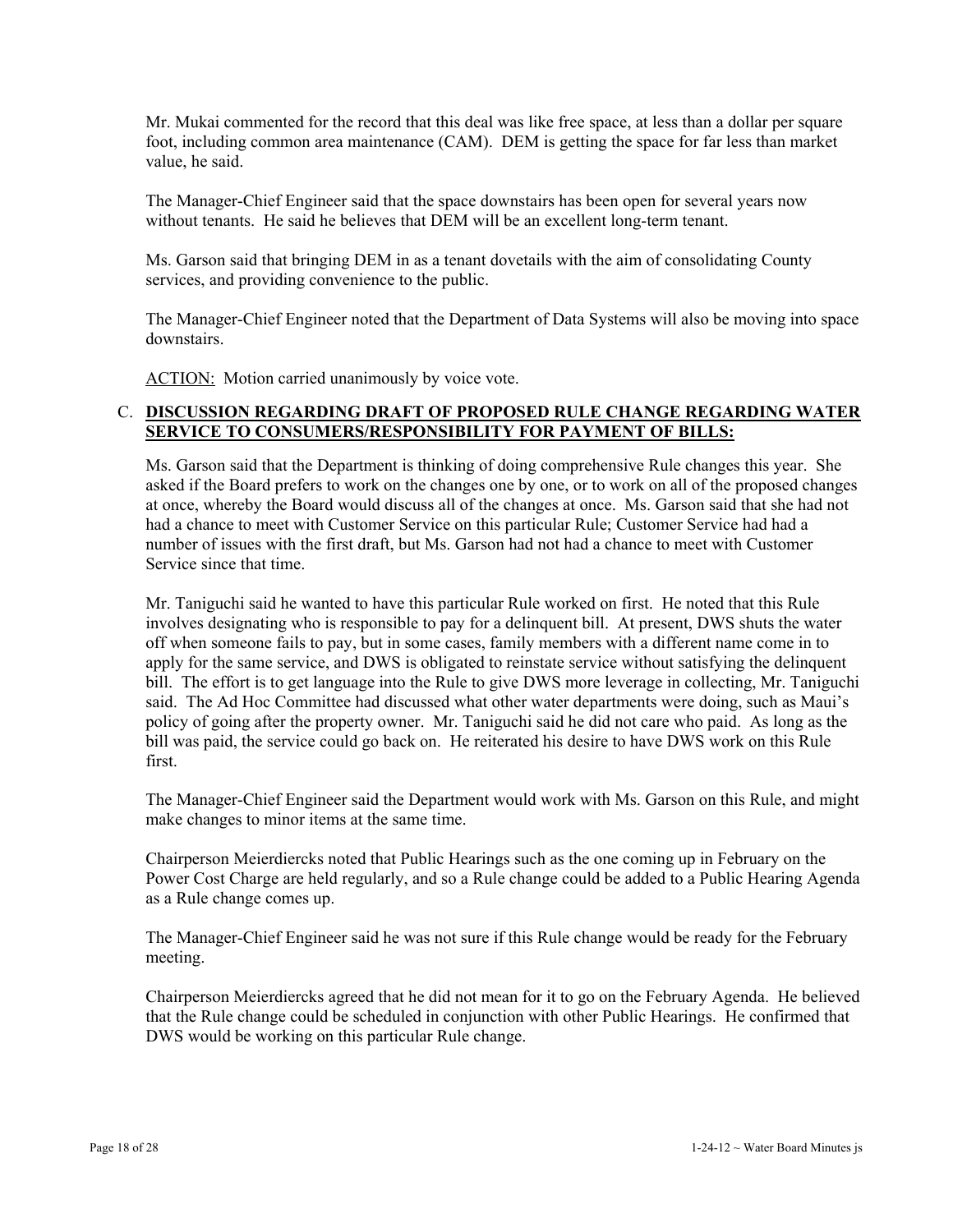Mr. Mukai commented for the record that this deal was like free space, at less than a dollar per square foot, including common area maintenance (CAM). DEM is getting the space for far less than market value, he said.

The Manager-Chief Engineer said that the space downstairs has been open for several years now without tenants. He said he believes that DEM will be an excellent long-term tenant.

Ms. Garson said that bringing DEM in as a tenant dovetails with the aim of consolidating County services, and providing convenience to the public.

The Manager-Chief Engineer noted that the Department of Data Systems will also be moving into space downstairs.

ACTION: Motion carried unanimously by voice vote.

C. **DISCUSSION REGARDING DRAFT OF PROPOSED RULE CHANGE REGARDING WATER SERVICE TO CONSUMERS/RESPONSIBILITY FOR PAYMENT OF BILLS:**

Ms. Garson said that the Department is thinking of doing comprehensive Rule changes this year. She asked if the Board prefers to work on the changes one by one, or to work on all of the proposed changes at once, whereby the Board would discuss all of the changes at once. Ms. Garson said that she had not had a chance to meet with Customer Service on this particular Rule; Customer Service had had a number of issues with the first draft, but Ms. Garson had not had a chance to meet with Customer Service since that time.

Mr. Taniguchi said he wanted to have this particular Rule worked on first. He noted that this Rule involves designating who is responsible to pay for a delinquent bill. At present, DWS shuts the water off when someone fails to pay, but in some cases, family members with a different name come in to apply for the same service, and DWS is obligated to reinstate service without satisfying the delinquent bill. The effort is to get language into the Rule to give DWS more leverage in collecting, Mr. Taniguchi said. The Ad Hoc Committee had discussed what other water departments were doing, such as Maui's policy of going after the property owner. Mr. Taniguchi said he did not care who paid. As long as the bill was paid, the service could go back on. He reiterated his desire to have DWS work on this Rule first.

The Manager-Chief Engineer said the Department would work with Ms. Garson on this Rule, and might make changes to minor items at the same time.

Chairperson Meierdiercks noted that Public Hearings such as the one coming up in February on the Power Cost Charge are held regularly, and so a Rule change could be added to a Public Hearing Agenda as a Rule change comes up.

The Manager-Chief Engineer said he was not sure if this Rule change would be ready for the February meeting.

Chairperson Meierdiercks agreed that he did not mean for it to go on the February Agenda. He believed that the Rule change could be scheduled in conjunction with other Public Hearings. He confirmed that DWS would be working on this particular Rule change.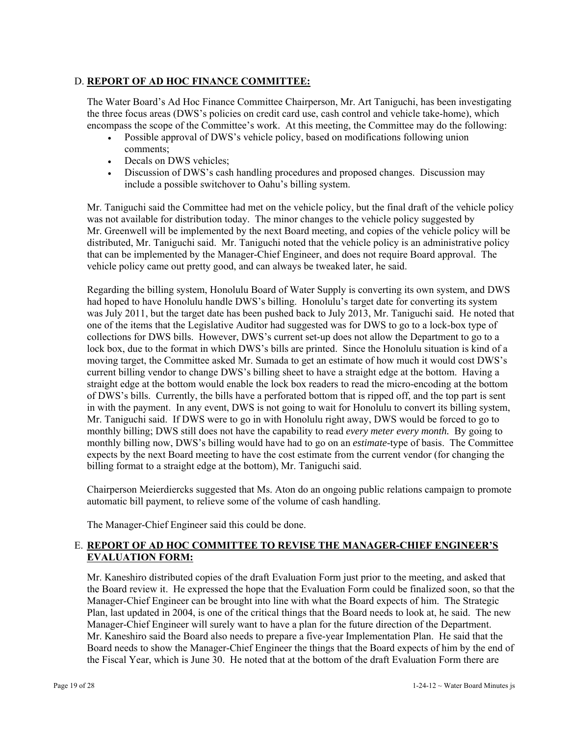D. **REPORT OF AD HOC FINANCE COMMITTEE:**

The Water Board's Ad Hoc Finance Committee Chairperson, Mr. Art Taniguchi, has been investigating the three focus areas (DWS's policies on credit card use, cash control and vehicle take-home), which encompass the scope of the Committee's work. At this meeting, the Committee may do the following:

- Possible approval of DWS's vehicle policy, based on modifications following union comments;
- Decals on DWS vehicles;
- Discussion of DWS's cash handling procedures and proposed changes. Discussion may include a possible switchover to Oahu's billing system.

Mr. Taniguchi said the Committee had met on the vehicle policy, but the final draft of the vehicle policy was not available for distribution today. The minor changes to the vehicle policy suggested by Mr. Greenwell will be implemented by the next Board meeting, and copies of the vehicle policy will be distributed, Mr. Taniguchi said. Mr. Taniguchi noted that the vehicle policy is an administrative policy that can be implemented by the Manager-Chief Engineer, and does not require Board approval. The vehicle policy came out pretty good, and can always be tweaked later, he said.

Regarding the billing system, Honolulu Board of Water Supply is converting its own system, and DWS had hoped to have Honolulu handle DWS's billing. Honolulu's target date for converting its system was July 2011, but the target date has been pushed back to July 2013, Mr. Taniguchi said. He noted that one of the items that the Legislative Auditor had suggested was for DWS to go to a lock-box type of collections for DWS bills. However, DWS's current set-up does not allow the Department to go to a lock box, due to the format in which DWS's bills are printed. Since the Honolulu situation is kind of a moving target, the Committee asked Mr. Sumada to get an estimate of how much it would cost DWS's current billing vendor to change DWS's billing sheet to have a straight edge at the bottom. Having a straight edge at the bottom would enable the lock box readers to read the micro-encoding at the bottom of DWS's bills. Currently, the bills have a perforated bottom that is ripped off, and the top part is sent in with the payment. In any event, DWS is not going to wait for Honolulu to convert its billing system, Mr. Taniguchi said. If DWS were to go in with Honolulu right away, DWS would be forced to go to monthly billing; DWS still does not have the capability to read *every meter every month.* By going to monthly billing now, DWS's billing would have had to go on an *estimate*-type of basis. The Committee expects by the next Board meeting to have the cost estimate from the current vendor (for changing the billing format to a straight edge at the bottom), Mr. Taniguchi said.

Chairperson Meierdiercks suggested that Ms. Aton do an ongoing public relations campaign to promote automatic bill payment, to relieve some of the volume of cash handling.

The Manager-Chief Engineer said this could be done.

E. **REPORT OF AD HOC COMMITTEE TO REVISE THE MANAGER-CHIEF ENGINEER'S EVALUATION FORM:**

Mr. Kaneshiro distributed copies of the draft Evaluation Form just prior to the meeting, and asked that the Board review it. He expressed the hope that the Evaluation Form could be finalized soon, so that the Manager-Chief Engineer can be brought into line with what the Board expects of him. The Strategic Plan, last updated in 2004, is one of the critical things that the Board needs to look at, he said. The new Manager-Chief Engineer will surely want to have a plan for the future direction of the Department. Mr. Kaneshiro said the Board also needs to prepare a five-year Implementation Plan. He said that the Board needs to show the Manager-Chief Engineer the things that the Board expects of him by the end of the Fiscal Year, which is June 30. He noted that at the bottom of the draft Evaluation Form there are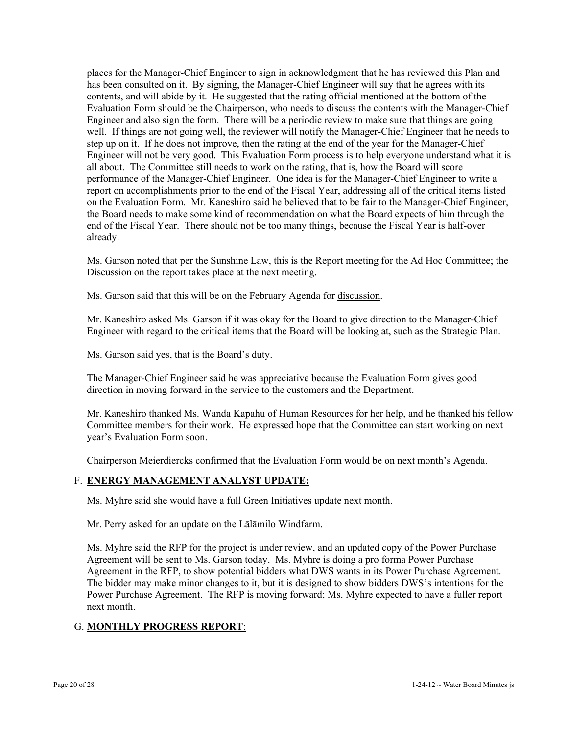places for the Manager-Chief Engineer to sign in acknowledgment that he has reviewed this Plan and has been consulted on it. By signing, the Manager-Chief Engineer will say that he agrees with its contents, and will abide by it. He suggested that the rating official mentioned at the bottom of the Evaluation Form should be the Chairperson, who needs to discuss the contents with the Manager-Chief Engineer and also sign the form. There will be a periodic review to make sure that things are going well. If things are not going well, the reviewer will notify the Manager-Chief Engineer that he needs to step up on it. If he does not improve, then the rating at the end of the year for the Manager-Chief Engineer will not be very good. This Evaluation Form process is to help everyone understand what it is all about. The Committee still needs to work on the rating, that is, how the Board will score performance of the Manager-Chief Engineer. One idea is for the Manager-Chief Engineer to write a report on accomplishments prior to the end of the Fiscal Year, addressing all of the critical items listed on the Evaluation Form. Mr. Kaneshiro said he believed that to be fair to the Manager-Chief Engineer, the Board needs to make some kind of recommendation on what the Board expects of him through the end of the Fiscal Year. There should not be too many things, because the Fiscal Year is half-over already.

Ms. Garson noted that per the Sunshine Law, this is the Report meeting for the Ad Hoc Committee; the Discussion on the report takes place at the next meeting.

Ms. Garson said that this will be on the February Agenda for discussion.

Mr. Kaneshiro asked Ms. Garson if it was okay for the Board to give direction to the Manager-Chief Engineer with regard to the critical items that the Board will be looking at, such as the Strategic Plan.

Ms. Garson said yes, that is the Board's duty.

The Manager-Chief Engineer said he was appreciative because the Evaluation Form gives good direction in moving forward in the service to the customers and the Department.

Mr. Kaneshiro thanked Ms. Wanda Kapahu of Human Resources for her help, and he thanked his fellow Committee members for their work. He expressed hope that the Committee can start working on next year's Evaluation Form soon.

Chairperson Meierdiercks confirmed that the Evaluation Form would be on next month's Agenda.

## F. ENERGY MANAGEMENT ANALYST UPDATE:

Ms. Myhre said she would have a full Green Initiatives update next month.

Mr. Perry asked for an update on the Lālāmilo Windfarm.

Ms. Myhre said the RFP for the project is under review, and an updated copy of the Power Purchase Agreement will be sent to Ms. Garson today. Ms. Myhre is doing a pro forma Power Purchase Agreement in the RFP, to show potential bidders what DWS wants in its Power Purchase Agreement. The bidder may make minor changes to it, but it is designed to show bidders DWS's intentions for the Power Purchase Agreement. The RFP is moving forward; Ms. Myhre expected to have a fuller report next month.

## G. MONTHLY PROGRESS REPORT: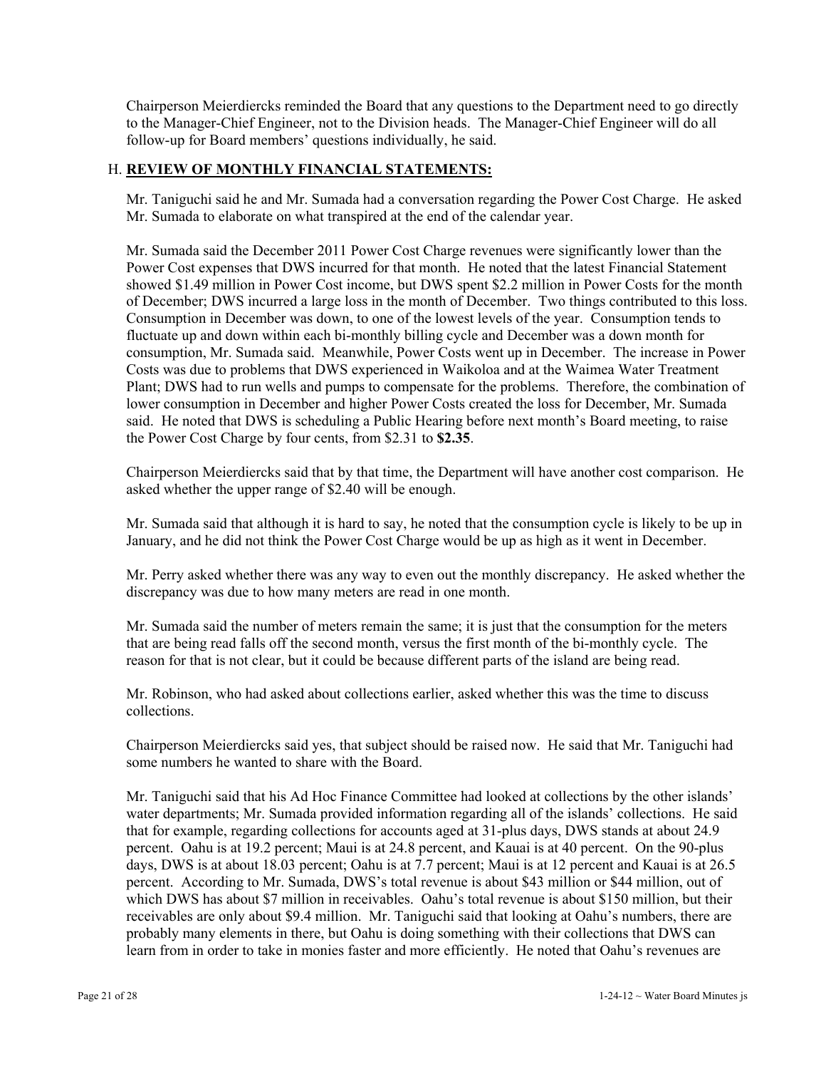Chairperson Meierdiercks reminded the Board that any questions to the Department need to go directly to the Manager-Chief Engineer, not to the Division heads. The Manager-Chief Engineer will do all follow-up for Board members' questions individually, he said.

## H. **REVIEW OF MONTHLY FINANCIAL STATEMENTS:**

Mr. Taniguchi said he and Mr. Sumada had a conversation regarding the Power Cost Charge. He asked Mr. Sumada to elaborate on what transpired at the end of the calendar year.

Mr. Sumada said the December 2011 Power Cost Charge revenues were significantly lower than the Power Cost expenses that DWS incurred for that month. He noted that the latest Financial Statement showed $1.49 million in Power Cost income, but DWS spent $2.2 million in Power Costs for the month of December; DWS incurred a large loss in the month of December. Two things contributed to this loss. Consumption in December was down, to one of the lowest levels of the year. Consumption tends to fluctuate up and down within each bi-monthly billing cycle and December was a down month for consumption, Mr. Sumada said. Meanwhile, Power Costs went up in December. The increase in Power Costs was due to problems that DWS experienced in Waikoloa and at the Waimea Water Treatment Plant; DWS had to run wells and pumps to compensate for the problems. Therefore, the combination of lower consumption in December and higher Power Costs created the loss for December, Mr. Sumada said. He noted that DWS is scheduling a Public Hearing before next month's Board meeting, to raise the Power Cost Charge by four cents, from $2.31 to **$2.35**.

Chairperson Meierdiercks said that by that time, the Department will have another cost comparison. He asked whether the upper range of $2.40 will be enough.

Mr. Sumada said that although it is hard to say, he noted that the consumption cycle is likely to be up in January, and he did not think the Power Cost Charge would be up as high as it went in December.

Mr. Perry asked whether there was any way to even out the monthly discrepancy. He asked whether the discrepancy was due to how many meters are read in one month.

Mr. Sumada said the number of meters remain the same; it is just that the consumption for the meters that are being read falls off the second month, versus the first month of the bi-monthly cycle. The reason for that is not clear, but it could be because different parts of the island are being read.

Mr. Robinson, who had asked about collections earlier, asked whether this was the time to discuss collections.

Chairperson Meierdiercks said yes, that subject should be raised now. He said that Mr. Taniguchi had some numbers he wanted to share with the Board.

Mr. Taniguchi said that his Ad Hoc Finance Committee had looked at collections by the other islands' water departments; Mr. Sumada provided information regarding all of the islands' collections. He said that for example, regarding collections for accounts aged at 31-plus days, DWS stands at about 24.9 percent. Oahu is at 19.2 percent; Maui is at 24.8 percent, and Kauai is at 40 percent. On the 90-plus days, DWS is at about 18.03 percent; Oahu is at 7.7 percent; Maui is at 12 percent and Kauai is at 26.5 percent. According to Mr. Sumada, DWS's total revenue is about $43 million or $44 million, out of which DWS has about $7 million in receivables. Oahu's total revenue is about $150 million, but their receivables are only about $9.4 million. Mr. Taniguchi said that looking at Oahu's numbers, there are probably many elements in there, but Oahu is doing something with their collections that DWS can learn from in order to take in monies faster and more efficiently. He noted that Oahu's revenues are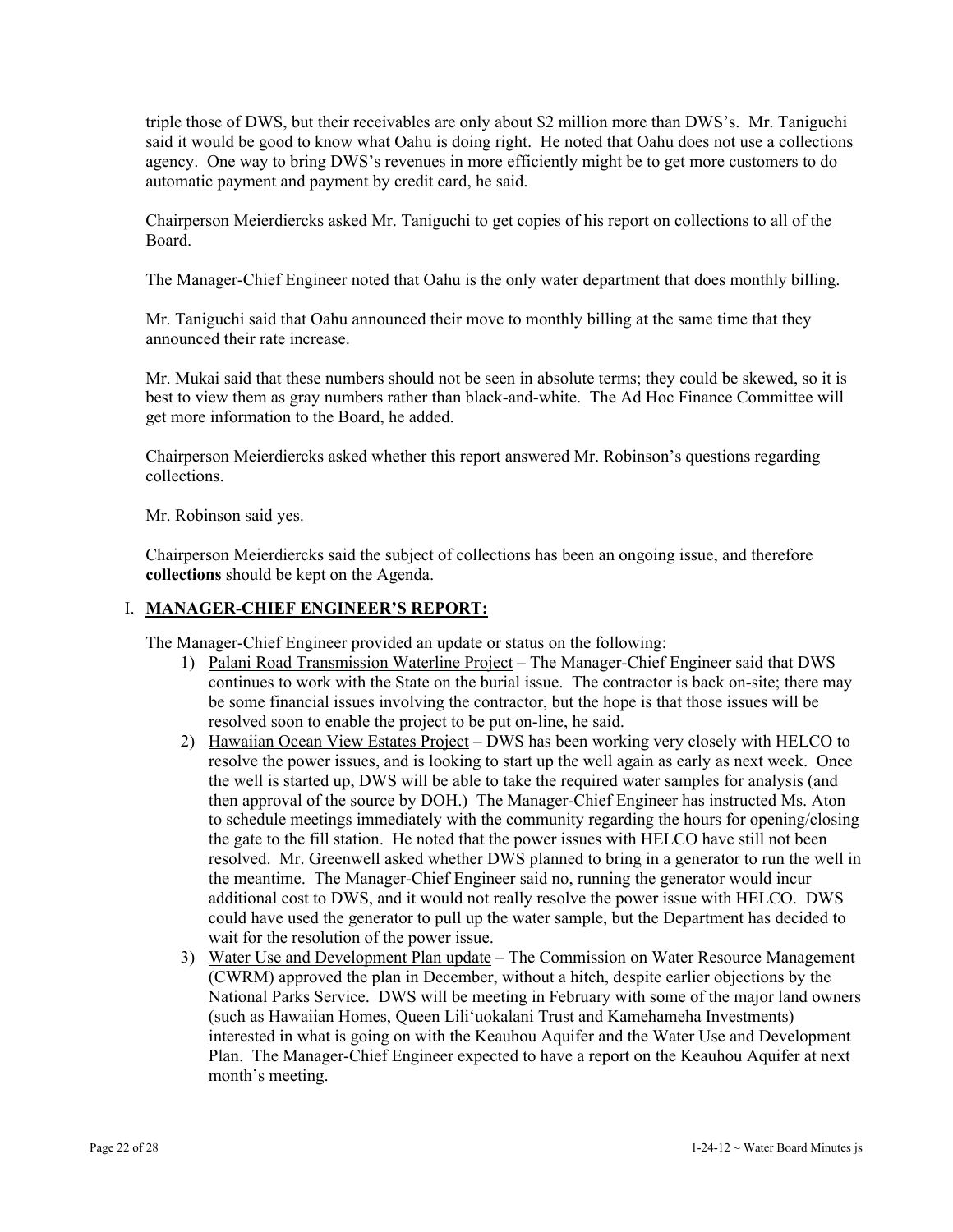triple those of DWS, but their receivables are only about $2 million more than DWS's. Mr. Taniguchi said it would be good to know what Oahu is doing right. He noted that Oahu does not use a collections agency. One way to bring DWS's revenues in more efficiently might be to get more customers to do automatic payment and payment by credit card, he said.

Chairperson Meierdiercks asked Mr. Taniguchi to get copies of his report on collections to all of the Board.

The Manager-Chief Engineer noted that Oahu is the only water department that does monthly billing.

Mr. Taniguchi said that Oahu announced their move to monthly billing at the same time that they announced their rate increase.

Mr. Mukai said that these numbers should not be seen in absolute terms; they could be skewed, so it is best to view them as gray numbers rather than black-and-white. The Ad Hoc Finance Committee will get more information to the Board, he added.

Chairperson Meierdiercks asked whether this report answered Mr. Robinson's questions regarding collections.

Mr. Robinson said yes.

Chairperson Meierdiercks said the subject of collections has been an ongoing issue, and therefore **collections** should be kept on the Agenda.

## I. MANAGER-CHIEF ENGINEER'S REPORT:

The Manager-Chief Engineer provided an update or status on the following:

1) Palani Road Transmission Waterline Project – The Manager-Chief Engineer said that DWS continues to work with the State on the burial issue. The contractor is back on-site; there may be some financial issues involving the contractor, but the hope is that those issues will be resolved soon to enable the project to be put on-line, he said.
2) Hawaiian Ocean View Estates Project – DWS has been working very closely with HELCO to resolve the power issues, and is looking to start up the well again as early as next week. Once the well is started up, DWS will be able to take the required water samples for analysis (and then approval of the source by DOH.) The Manager-Chief Engineer has instructed Ms. Aton to schedule meetings immediately with the community regarding the hours for opening/closing the gate to the fill station. He noted that the power issues with HELCO have still not been resolved. Mr. Greenwell asked whether DWS planned to bring in a generator to run the well in the meantime. The Manager-Chief Engineer said no, running the generator would incur additional cost to DWS, and it would not really resolve the power issue with HELCO. DWS could have used the generator to pull up the water sample, but the Department has decided to wait for the resolution of the power issue.
3) Water Use and Development Plan update – The Commission on Water Resource Management (CWRM) approved the plan in December, without a hitch, despite earlier objections by the National Parks Service. DWS will be meeting in February with some of the major land owners (such as Hawaiian Homes, Queen Lili'uokalani Trust and Kamehameha Investments) interested in what is going on with the Keauhou Aquifer and the Water Use and Development Plan. The Manager-Chief Engineer expected to have a report on the Keauhou Aquifer at next month's meeting.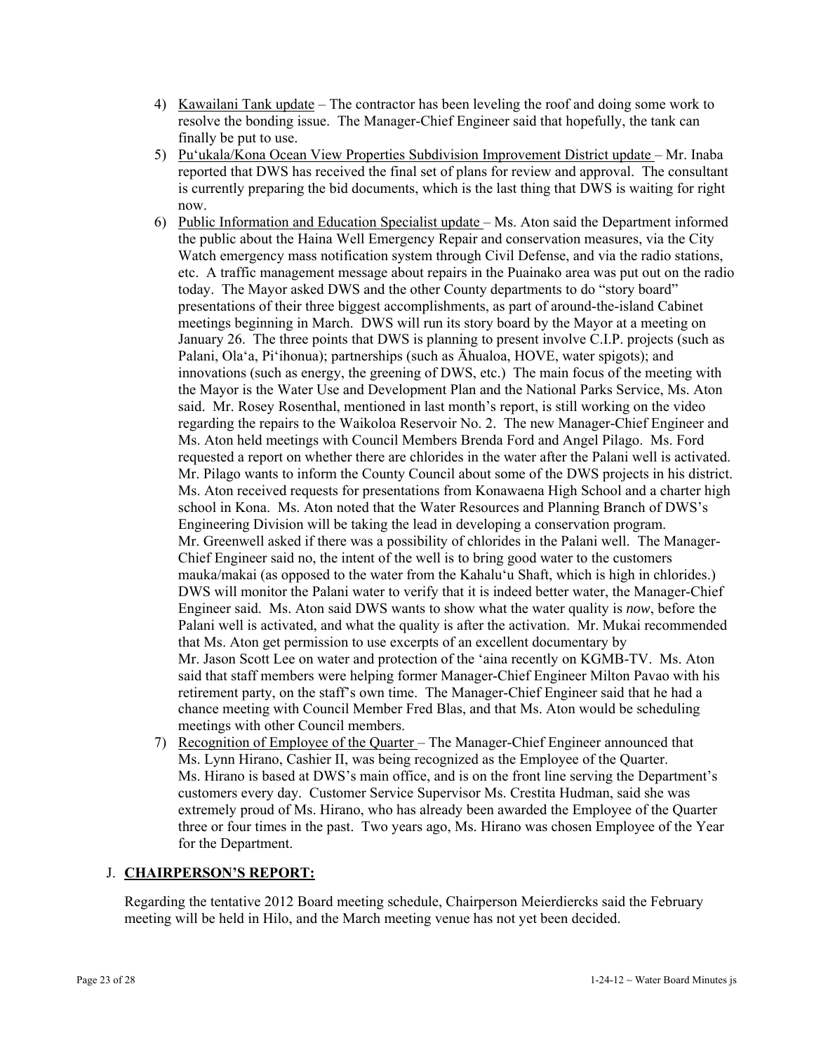4) Kawailani Tank update – The contractor has been leveling the roof and doing some work to resolve the bonding issue. The Manager-Chief Engineer said that hopefully, the tank can finally be put to use.

5) Pu'ukala/Kona Ocean View Properties Subdivision Improvement District update – Mr. Inaba reported that DWS has received the final set of plans for review and approval. The consultant is currently preparing the bid documents, which is the last thing that DWS is waiting for right now.

6) Public Information and Education Specialist update – Ms. Aton said the Department informed the public about the Haina Well Emergency Repair and conservation measures, via the City Watch emergency mass notification system through Civil Defense, and via the radio stations, etc. A traffic management message about repairs in the Puainako area was put out on the radio today. The Mayor asked DWS and the other County departments to do "story board" presentations of their three biggest accomplishments, as part of around-the-island Cabinet meetings beginning in March. DWS will run its story board by the Mayor at a meeting on January 26. The three points that DWS is planning to present involve C.I.P. projects (such as Palani, Ola'a, Pi'ihonua); partnerships (such as Āhualoa, HOVE, water spigots); and innovations (such as energy, the greening of DWS, etc.) The main focus of the meeting with the Mayor is the Water Use and Development Plan and the National Parks Service, Ms. Aton said. Mr. Rosey Rosenthal, mentioned in last month's report, is still working on the video regarding the repairs to the Waikoloa Reservoir No. 2. The new Manager-Chief Engineer and Ms. Aton held meetings with Council Members Brenda Ford and Angel Pilago. Ms. Ford requested a report on whether there are chlorides in the water after the Palani well is activated. Mr. Pilago wants to inform the County Council about some of the DWS projects in his district. Ms. Aton received requests for presentations from Konawaena High School and a charter high school in Kona. Ms. Aton noted that the Water Resources and Planning Branch of DWS's Engineering Division will be taking the lead in developing a conservation program. Mr. Greenwell asked if there was a possibility of chlorides in the Palani well. The Manager-Chief Engineer said no, the intent of the well is to bring good water to the customers mauka/makai (as opposed to the water from the Kahalu'u Shaft, which is high in chlorides.) DWS will monitor the Palani water to verify that it is indeed better water, the Manager-Chief Engineer said. Ms. Aton said DWS wants to show what the water quality is *now*, before the Palani well is activated, and what the quality is after the activation. Mr. Mukai recommended that Ms. Aton get permission to use excerpts of an excellent documentary by Mr. Jason Scott Lee on water and protection of the 'aina recently on KGMB-TV. Ms. Aton said that staff members were helping former Manager-Chief Engineer Milton Pavao with his retirement party, on the staff's own time. The Manager-Chief Engineer said that he had a chance meeting with Council Member Fred Blas, and that Ms. Aton would be scheduling meetings with other Council members.

7) Recognition of Employee of the Quarter – The Manager-Chief Engineer announced that Ms. Lynn Hirano, Cashier II, was being recognized as the Employee of the Quarter. Ms. Hirano is based at DWS's main office, and is on the front line serving the Department's customers every day. Customer Service Supervisor Ms. Crestita Hudman, said she was extremely proud of Ms. Hirano, who has already been awarded the Employee of the Quarter three or four times in the past. Two years ago, Ms. Hirano was chosen Employee of the Year for the Department.

## J. **CHAIRPERSON'S REPORT:**

Regarding the tentative 2012 Board meeting schedule, Chairperson Meierdiercks said the February meeting will be held in Hilo, and the March meeting venue has not yet been decided.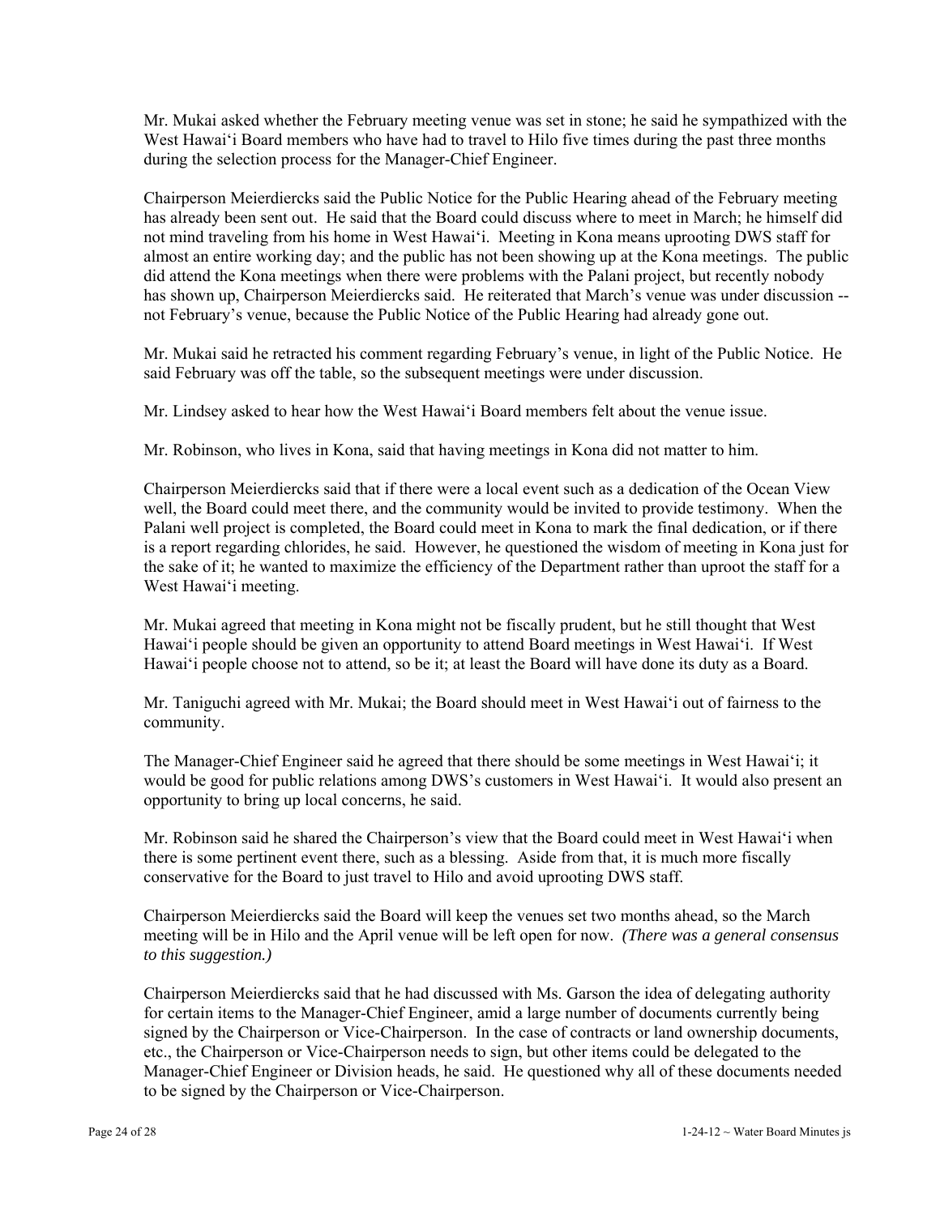Mr. Mukai asked whether the February meeting venue was set in stone; he said he sympathized with the West Hawai'i Board members who have had to travel to Hilo five times during the past three months during the selection process for the Manager-Chief Engineer.

Chairperson Meierdiercks said the Public Notice for the Public Hearing ahead of the February meeting has already been sent out. He said that the Board could discuss where to meet in March; he himself did not mind traveling from his home in West Hawai'i. Meeting in Kona means uprooting DWS staff for almost an entire working day; and the public has not been showing up at the Kona meetings. The public did attend the Kona meetings when there were problems with the Palani project, but recently nobody has shown up, Chairperson Meierdiercks said. He reiterated that March's venue was under discussion -- not February's venue, because the Public Notice of the Public Hearing had already gone out.

Mr. Mukai said he retracted his comment regarding February's venue, in light of the Public Notice. He said February was off the table, so the subsequent meetings were under discussion.

Mr. Lindsey asked to hear how the West Hawai'i Board members felt about the venue issue.

Mr. Robinson, who lives in Kona, said that having meetings in Kona did not matter to him.

Chairperson Meierdiercks said that if there were a local event such as a dedication of the Ocean View well, the Board could meet there, and the community would be invited to provide testimony. When the Palani well project is completed, the Board could meet in Kona to mark the final dedication, or if there is a report regarding chlorides, he said. However, he questioned the wisdom of meeting in Kona just for the sake of it; he wanted to maximize the efficiency of the Department rather than uproot the staff for a West Hawai'i meeting.

Mr. Mukai agreed that meeting in Kona might not be fiscally prudent, but he still thought that West Hawai'i people should be given an opportunity to attend Board meetings in West Hawai'i. If West Hawai'i people choose not to attend, so be it; at least the Board will have done its duty as a Board.

Mr. Taniguchi agreed with Mr. Mukai; the Board should meet in West Hawai'i out of fairness to the community.

The Manager-Chief Engineer said he agreed that there should be some meetings in West Hawai'i; it would be good for public relations among DWS's customers in West Hawai'i. It would also present an opportunity to bring up local concerns, he said.

Mr. Robinson said he shared the Chairperson's view that the Board could meet in West Hawai'i when there is some pertinent event there, such as a blessing. Aside from that, it is much more fiscally conservative for the Board to just travel to Hilo and avoid uprooting DWS staff.

Chairperson Meierdiercks said the Board will keep the venues set two months ahead, so the March meeting will be in Hilo and the April venue will be left open for now. *(There was a general consensus to this suggestion.)*

Chairperson Meierdiercks said that he had discussed with Ms. Garson the idea of delegating authority for certain items to the Manager-Chief Engineer, amid a large number of documents currently being signed by the Chairperson or Vice-Chairperson. In the case of contracts or land ownership documents, etc., the Chairperson or Vice-Chairperson needs to sign, but other items could be delegated to the Manager-Chief Engineer or Division heads, he said. He questioned why all of these documents needed to be signed by the Chairperson or Vice-Chairperson.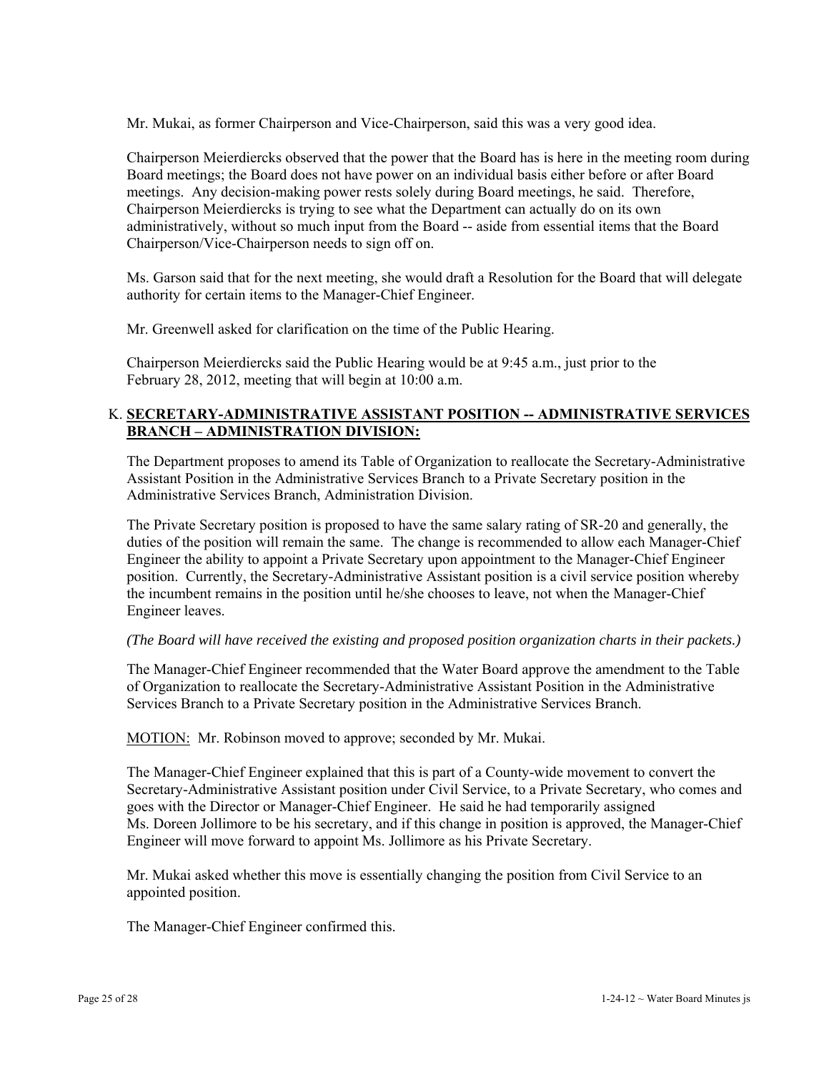Mr. Mukai, as former Chairperson and Vice-Chairperson, said this was a very good idea.

Chairperson Meierdiercks observed that the power that the Board has is here in the meeting room during Board meetings; the Board does not have power on an individual basis either before or after Board meetings. Any decision-making power rests solely during Board meetings, he said. Therefore, Chairperson Meierdiercks is trying to see what the Department can actually do on its own administratively, without so much input from the Board -- aside from essential items that the Board Chairperson/Vice-Chairperson needs to sign off on.

Ms. Garson said that for the next meeting, she would draft a Resolution for the Board that will delegate authority for certain items to the Manager-Chief Engineer.

Mr. Greenwell asked for clarification on the time of the Public Hearing.

Chairperson Meierdiercks said the Public Hearing would be at 9:45 a.m., just prior to the February 28, 2012, meeting that will begin at 10:00 a.m.

K. **SECRETARY-ADMINISTRATIVE ASSISTANT POSITION -- ADMINISTRATIVE SERVICES BRANCH – ADMINISTRATION DIVISION:**

The Department proposes to amend its Table of Organization to reallocate the Secretary-Administrative Assistant Position in the Administrative Services Branch to a Private Secretary position in the Administrative Services Branch, Administration Division.

The Private Secretary position is proposed to have the same salary rating of SR-20 and generally, the duties of the position will remain the same. The change is recommended to allow each Manager-Chief Engineer the ability to appoint a Private Secretary upon appointment to the Manager-Chief Engineer position. Currently, the Secretary-Administrative Assistant position is a civil service position whereby the incumbent remains in the position until he/she chooses to leave, not when the Manager-Chief Engineer leaves.

*(The Board will have received the existing and proposed position organization charts in their packets.)*

The Manager-Chief Engineer recommended that the Water Board approve the amendment to the Table of Organization to reallocate the Secretary-Administrative Assistant Position in the Administrative Services Branch to a Private Secretary position in the Administrative Services Branch.

MOTION: Mr. Robinson moved to approve; seconded by Mr. Mukai.

The Manager-Chief Engineer explained that this is part of a County-wide movement to convert the Secretary-Administrative Assistant position under Civil Service, to a Private Secretary, who comes and goes with the Director or Manager-Chief Engineer. He said he had temporarily assigned Ms. Doreen Jollimore to be his secretary, and if this change in position is approved, the Manager-Chief Engineer will move forward to appoint Ms. Jollimore as his Private Secretary.

Mr. Mukai asked whether this move is essentially changing the position from Civil Service to an appointed position.

The Manager-Chief Engineer confirmed this.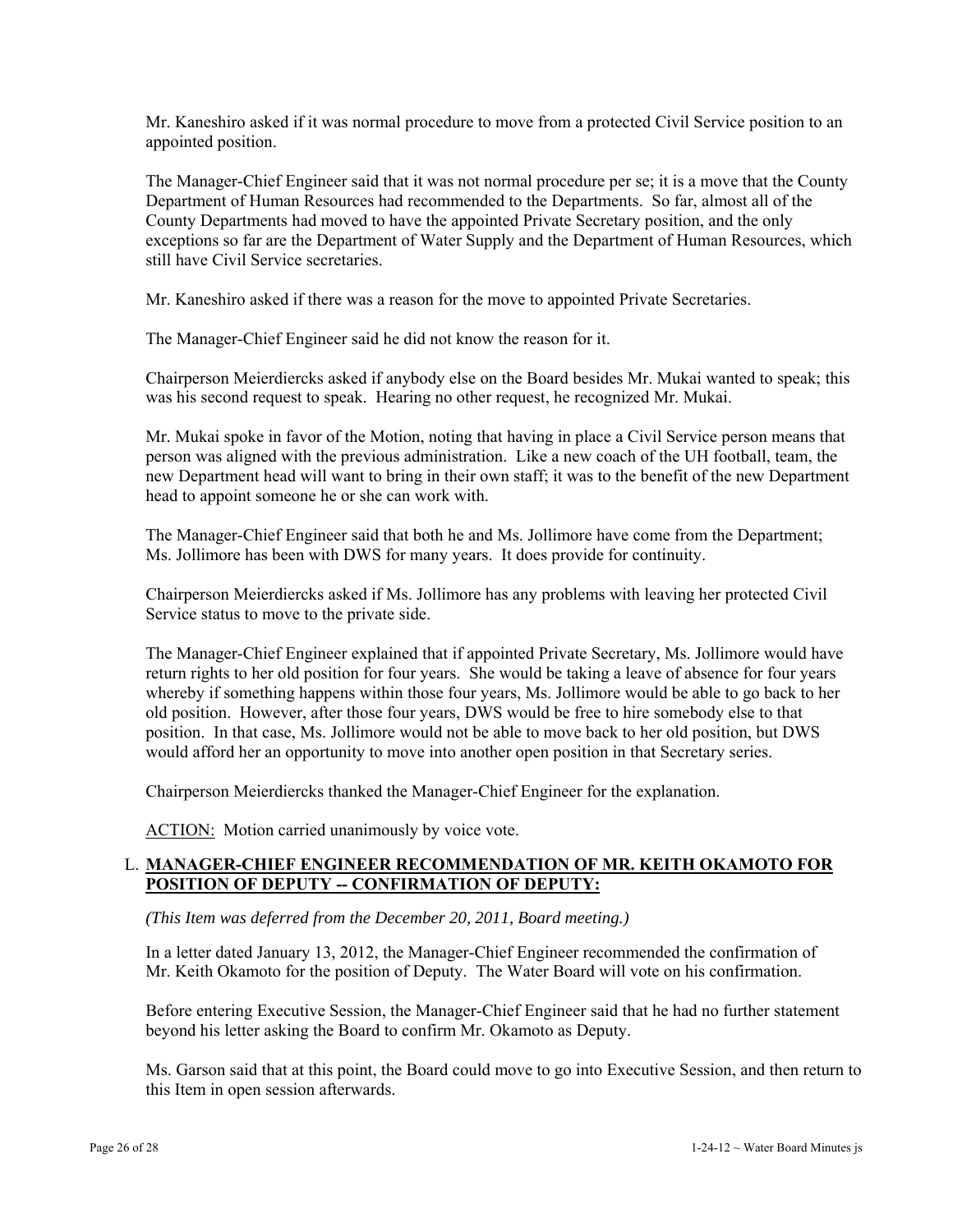Mr. Kaneshiro asked if it was normal procedure to move from a protected Civil Service position to an appointed position.

The Manager-Chief Engineer said that it was not normal procedure per se; it is a move that the County Department of Human Resources had recommended to the Departments. So far, almost all of the County Departments had moved to have the appointed Private Secretary position, and the only exceptions so far are the Department of Water Supply and the Department of Human Resources, which still have Civil Service secretaries.

Mr. Kaneshiro asked if there was a reason for the move to appointed Private Secretaries.

The Manager-Chief Engineer said he did not know the reason for it.

Chairperson Meierdiercks asked if anybody else on the Board besides Mr. Mukai wanted to speak; this was his second request to speak. Hearing no other request, he recognized Mr. Mukai.

Mr. Mukai spoke in favor of the Motion, noting that having in place a Civil Service person means that person was aligned with the previous administration. Like a new coach of the UH football, team, the new Department head will want to bring in their own staff; it was to the benefit of the new Department head to appoint someone he or she can work with.

The Manager-Chief Engineer said that both he and Ms. Jollimore have come from the Department; Ms. Jollimore has been with DWS for many years. It does provide for continuity.

Chairperson Meierdiercks asked if Ms. Jollimore has any problems with leaving her protected Civil Service status to move to the private side.

The Manager-Chief Engineer explained that if appointed Private Secretary, Ms. Jollimore would have return rights to her old position for four years. She would be taking a leave of absence for four years whereby if something happens within those four years, Ms. Jollimore would be able to go back to her old position. However, after those four years, DWS would be free to hire somebody else to that position. In that case, Ms. Jollimore would not be able to move back to her old position, but DWS would afford her an opportunity to move into another open position in that Secretary series.

Chairperson Meierdiercks thanked the Manager-Chief Engineer for the explanation.

ACTION: Motion carried unanimously by voice vote.

## L. MANAGER-CHIEF ENGINEER RECOMMENDATION OF MR. KEITH OKAMOTO FOR POSITION OF DEPUTY -- CONFIRMATION OF DEPUTY:

*(This Item was deferred from the December 20, 2011, Board meeting.)*

In a letter dated January 13, 2012, the Manager-Chief Engineer recommended the confirmation of Mr. Keith Okamoto for the position of Deputy. The Water Board will vote on his confirmation.

Before entering Executive Session, the Manager-Chief Engineer said that he had no further statement beyond his letter asking the Board to confirm Mr. Okamoto as Deputy.

Ms. Garson said that at this point, the Board could move to go into Executive Session, and then return to this Item in open session afterwards.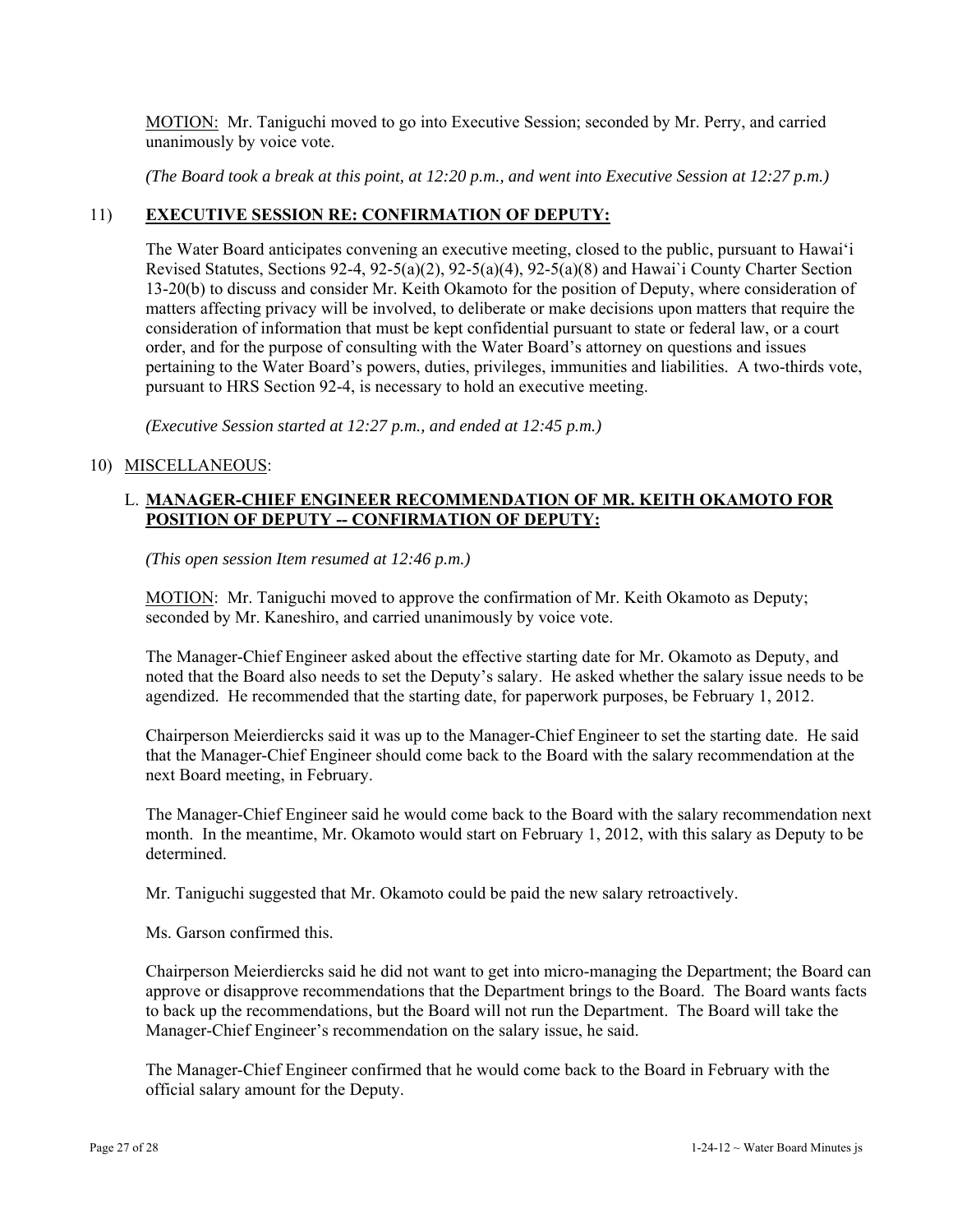<u>MOTION:</u> Mr. Taniguchi moved to go into Executive Session; seconded by Mr. Perry, and carried unanimously by voice vote.

*(The Board took a break at this point, at 12:20 p.m., and went into Executive Session at 12:27 p.m.)*

11) **<u>EXECUTIVE SESSION RE: CONFIRMATION OF DEPUTY:</u>**

The Water Board anticipates convening an executive meeting, closed to the public, pursuant to Hawai'i Revised Statutes, Sections 92-4, 92-5(a)(2), 92-5(a)(4), 92-5(a)(8) and Hawai`i County Charter Section 13-20(b) to discuss and consider Mr. Keith Okamoto for the position of Deputy, where consideration of matters affecting privacy will be involved, to deliberate or make decisions upon matters that require the consideration of information that must be kept confidential pursuant to state or federal law, or a court order, and for the purpose of consulting with the Water Board's attorney on questions and issues pertaining to the Water Board's powers, duties, privileges, immunities and liabilities. A two-thirds vote, pursuant to HRS Section 92-4, is necessary to hold an executive meeting.

*(Executive Session started at 12:27 p.m., and ended at 12:45 p.m.)*

10) <u>MISCELLANEOUS</u>:

L. **<u>MANAGER-CHIEF ENGINEER RECOMMENDATION OF MR. KEITH OKAMOTO FOR POSITION OF DEPUTY -- CONFIRMATION OF DEPUTY:</u>**

*(This open session Item resumed at 12:46 p.m.)*

<u>MOTION</u>: Mr. Taniguchi moved to approve the confirmation of Mr. Keith Okamoto as Deputy; seconded by Mr. Kaneshiro, and carried unanimously by voice vote.

The Manager-Chief Engineer asked about the effective starting date for Mr. Okamoto as Deputy, and noted that the Board also needs to set the Deputy's salary. He asked whether the salary issue needs to be agendized. He recommended that the starting date, for paperwork purposes, be February 1, 2012.

Chairperson Meierdiercks said it was up to the Manager-Chief Engineer to set the starting date. He said that the Manager-Chief Engineer should come back to the Board with the salary recommendation at the next Board meeting, in February.

The Manager-Chief Engineer said he would come back to the Board with the salary recommendation next month. In the meantime, Mr. Okamoto would start on February 1, 2012, with this salary as Deputy to be determined.

Mr. Taniguchi suggested that Mr. Okamoto could be paid the new salary retroactively.

Ms. Garson confirmed this.

Chairperson Meierdiercks said he did not want to get into micro-managing the Department; the Board can approve or disapprove recommendations that the Department brings to the Board. The Board wants facts to back up the recommendations, but the Board will not run the Department. The Board will take the Manager-Chief Engineer's recommendation on the salary issue, he said.

The Manager-Chief Engineer confirmed that he would come back to the Board in February with the official salary amount for the Deputy.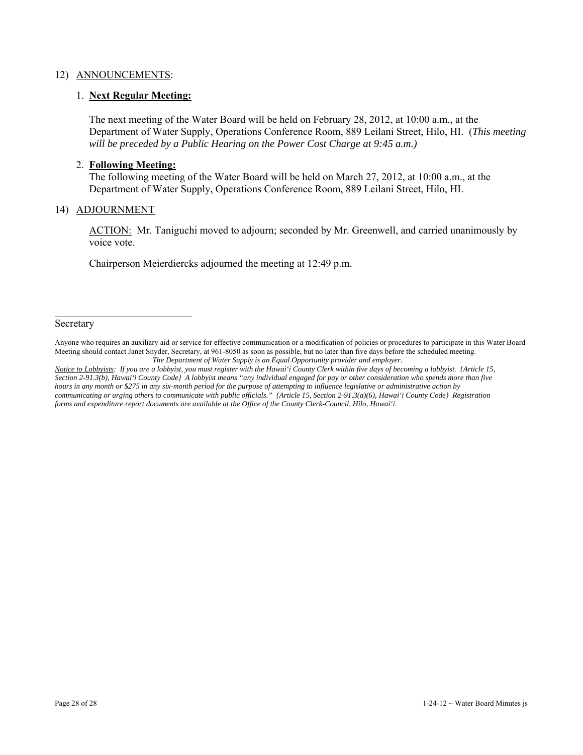12) <u>ANNOUNCEMENTS</u>:

1. **<u>Next Regular Meeting:</u>**

   The next meeting of the Water Board will be held on February 28, 2012, at 10:00 a.m., at the Department of Water Supply, Operations Conference Room, 889 Leilani Street, Hilo, HI. (*This meeting will be preceded by a Public Hearing on the Power Cost Charge at 9:45 a.m.)*

2. **<u>Following Meeting:</u>**

   The following meeting of the Water Board will be held on March 27, 2012, at 10:00 a.m., at the Department of Water Supply, Operations Conference Room, 889 Leilani Street, Hilo, HI.

14) <u>ADJOURNMENT</u>

<u>ACTION:</u> Mr. Taniguchi moved to adjourn; seconded by Mr. Greenwell, and carried unanimously by voice vote.

Chairperson Meierdiercks adjourned the meeting at 12:49 p.m.

\_\_\_\_\_\_\_\_\_\_\_\_\_\_\_\_\_\_\_\_\_\_\_\_\_\_\_

Secretary

Anyone who requires an auxiliary aid or service for effective communication or a modification of policies or procedures to participate in this Water Board Meeting should contact Janet Snyder, Secretary, at 961-8050 as soon as possible, but no later than five days before the scheduled meeting.

*The Department of Water Supply is an Equal Opportunity provider and employer.*

*<u>Notice to Lobbyists</u>: If you are a lobbyist, you must register with the Hawai'i County Clerk within five days of becoming a lobbyist. {Article 15, Section 2-91.3(b), Hawai'i County Code} A lobbyist means "any individual engaged for pay or other consideration who spends more than five hours in any month or $275 in any six-month period for the purpose of attempting to influence legislative or administrative action by communicating or urging others to communicate with public officials." {Article 15, Section 2-91.3(a)(6), Hawai'i County Code} Registration forms and expenditure report documents are available at the Office of the County Clerk-Council, Hilo, Hawai'i.*

1-24-12 ~ Water Board Minutes js